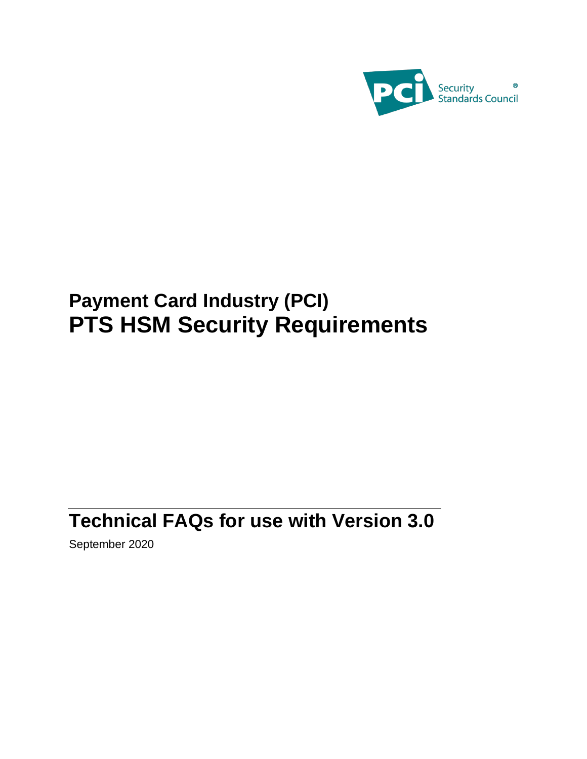PCI Security Standards Council®

# Payment Card Industry (PCI)
# PTS HSM Security Requirements

## Technical FAQs for use with Version 3.0

September 2020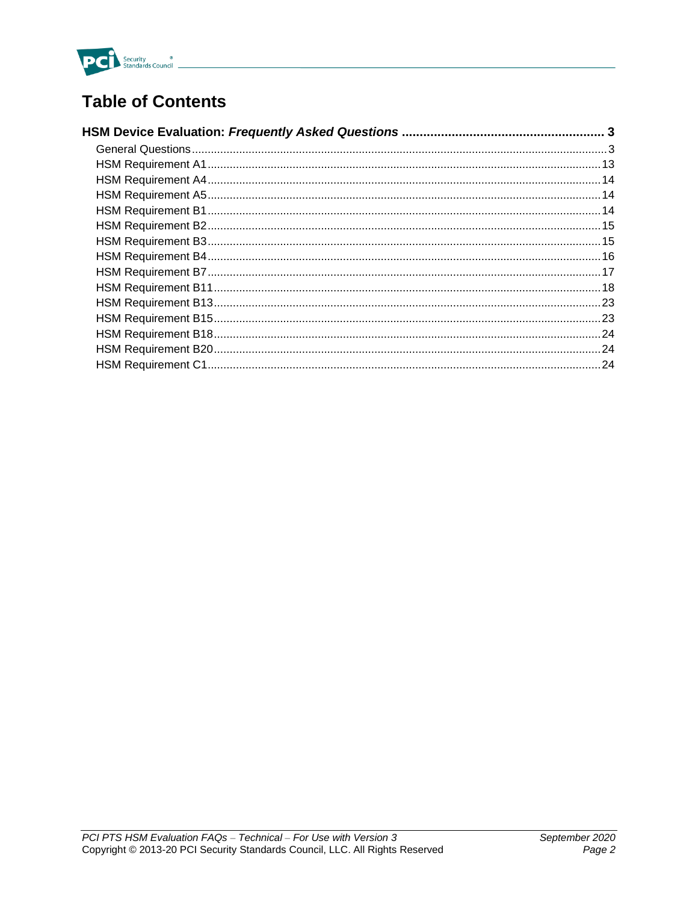# Table of Contents

**HSM Device Evaluation: *Frequently Asked Questions*** .......... 3

- General Questions .......... 3
- HSM Requirement A1 .......... 13
- HSM Requirement A4 .......... 14
- HSM Requirement A5 .......... 14
- HSM Requirement B1 .......... 14
- HSM Requirement B2 .......... 15
- HSM Requirement B3 .......... 15
- HSM Requirement B4 .......... 16
- HSM Requirement B7 .......... 17
- HSM Requirement B11 .......... 18
- HSM Requirement B13 .......... 23
- HSM Requirement B15 .......... 23
- HSM Requirement B18 .......... 24
- HSM Requirement B20 .......... 24
- HSM Requirement C1 .......... 24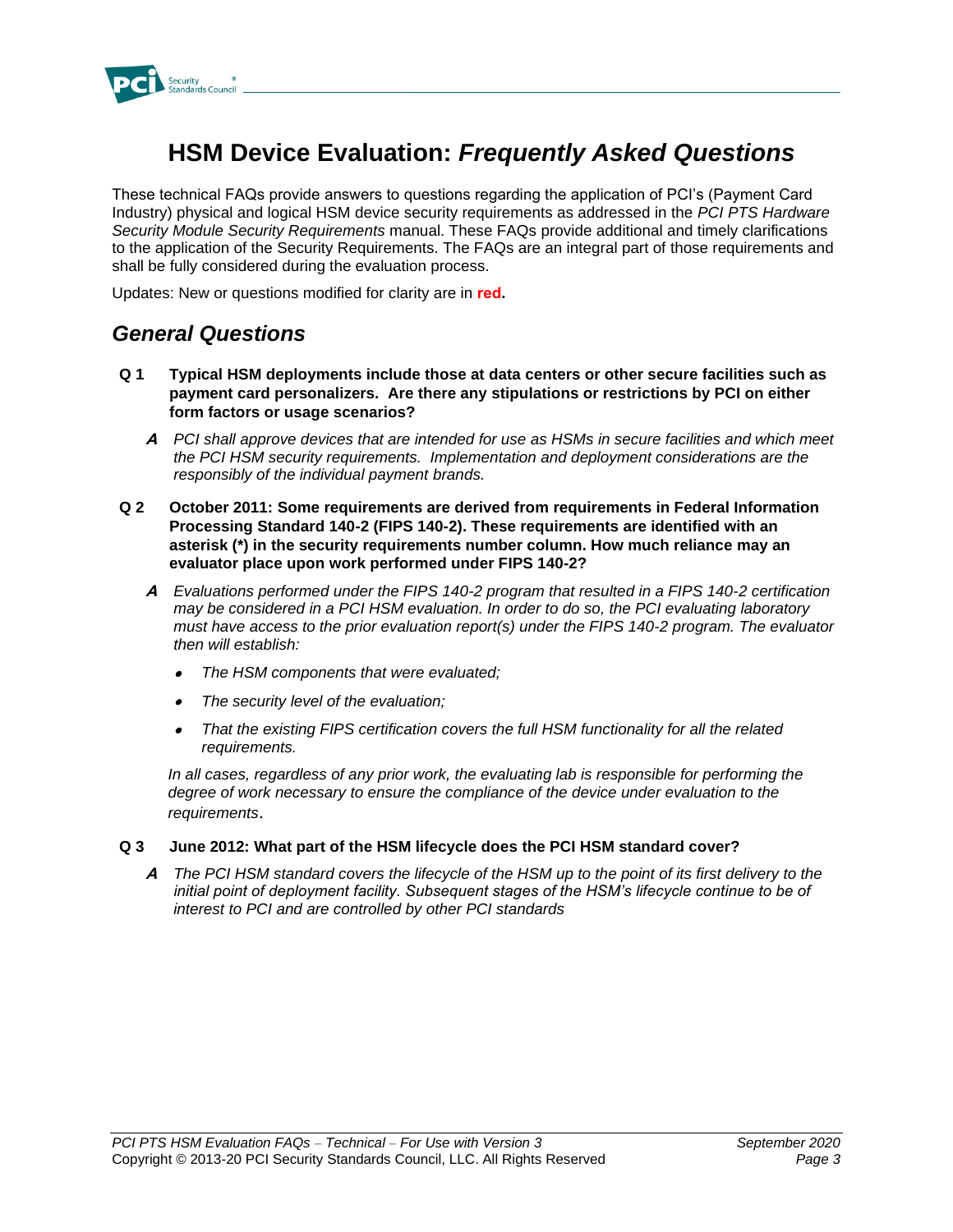# HSM Device Evaluation: *Frequently Asked Questions*

These technical FAQs provide answers to questions regarding the application of PCI's (Payment Card Industry) physical and logical HSM device security requirements as addressed in the *PCI PTS Hardware Security Module Security Requirements* manual. These FAQs provide additional and timely clarifications to the application of the Security Requirements. The FAQs are an integral part of those requirements and shall be fully considered during the evaluation process.

Updates: New or questions modified for clarity are in **red.**

## *General Questions*

**Q 1 Typical HSM deployments include those at data centers or other secure facilities such as payment card personalizers. Are there any stipulations or restrictions by PCI on either form factors or usage scenarios?**

***A*** *PCI shall approve devices that are intended for use as HSMs in secure facilities and which meet the PCI HSM security requirements. Implementation and deployment considerations are the responsibly of the individual payment brands.*

**Q 2 October 2011: Some requirements are derived from requirements in Federal Information Processing Standard 140-2 (FIPS 140-2). These requirements are identified with an asterisk (*) in the security requirements number column. How much reliance may an evaluator place upon work performed under FIPS 140-2?**

***A*** *Evaluations performed under the FIPS 140-2 program that resulted in a FIPS 140-2 certification may be considered in a PCI HSM evaluation. In order to do so, the PCI evaluating laboratory must have access to the prior evaluation report(s) under the FIPS 140-2 program. The evaluator then will establish:*

- *The HSM components that were evaluated;*
- *The security level of the evaluation;*
- *That the existing FIPS certification covers the full HSM functionality for all the related requirements.*

*In all cases, regardless of any prior work, the evaluating lab is responsible for performing the degree of work necessary to ensure the compliance of the device under evaluation to the requirements*.

**Q 3 June 2012: What part of the HSM lifecycle does the PCI HSM standard cover?**

***A*** *The PCI HSM standard covers the lifecycle of the HSM up to the point of its first delivery to the initial point of deployment facility. Subsequent stages of the HSM's lifecycle continue to be of interest to PCI and are controlled by other PCI standards*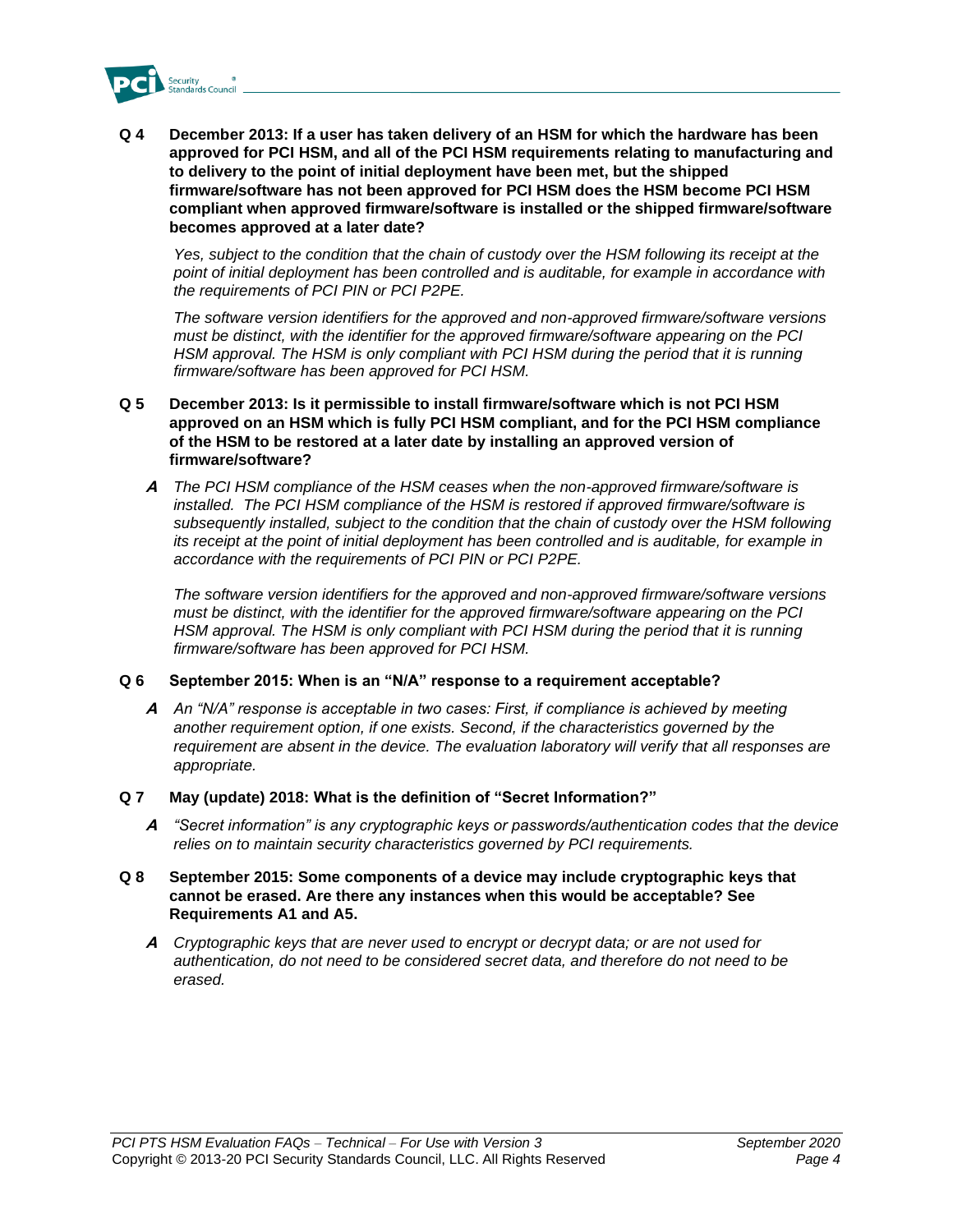**Q 4 December 2013: If a user has taken delivery of an HSM for which the hardware has been approved for PCI HSM, and all of the PCI HSM requirements relating to manufacturing and to delivery to the point of initial deployment have been met, but the shipped firmware/software has not been approved for PCI HSM does the HSM become PCI HSM compliant when approved firmware/software is installed or the shipped firmware/software becomes approved at a later date?**

*Yes, subject to the condition that the chain of custody over the HSM following its receipt at the point of initial deployment has been controlled and is auditable, for example in accordance with the requirements of PCI PIN or PCI P2PE.*

*The software version identifiers for the approved and non-approved firmware/software versions must be distinct, with the identifier for the approved firmware/software appearing on the PCI HSM approval. The HSM is only compliant with PCI HSM during the period that it is running firmware/software has been approved for PCI HSM.*

**Q 5 December 2013: Is it permissible to install firmware/software which is not PCI HSM approved on an HSM which is fully PCI HSM compliant, and for the PCI HSM compliance of the HSM to be restored at a later date by installing an approved version of firmware/software?**

***A*** *The PCI HSM compliance of the HSM ceases when the non-approved firmware/software is installed. The PCI HSM compliance of the HSM is restored if approved firmware/software is subsequently installed, subject to the condition that the chain of custody over the HSM following its receipt at the point of initial deployment has been controlled and is auditable, for example in accordance with the requirements of PCI PIN or PCI P2PE.*

*The software version identifiers for the approved and non-approved firmware/software versions must be distinct, with the identifier for the approved firmware/software appearing on the PCI HSM approval. The HSM is only compliant with PCI HSM during the period that it is running firmware/software has been approved for PCI HSM.*

**Q 6 September 2015: When is an "N/A" response to a requirement acceptable?**

***A*** *An "N/A" response is acceptable in two cases: First, if compliance is achieved by meeting another requirement option, if one exists. Second, if the characteristics governed by the requirement are absent in the device. The evaluation laboratory will verify that all responses are appropriate.*

**Q 7 May (update) 2018: What is the definition of "Secret Information?"**

***A*** *"Secret information" is any cryptographic keys or passwords/authentication codes that the device relies on to maintain security characteristics governed by PCI requirements.*

**Q 8 September 2015: Some components of a device may include cryptographic keys that cannot be erased. Are there any instances when this would be acceptable? See Requirements A1 and A5.**

***A*** *Cryptographic keys that are never used to encrypt or decrypt data; or are not used for authentication, do not need to be considered secret data, and therefore do not need to be erased.*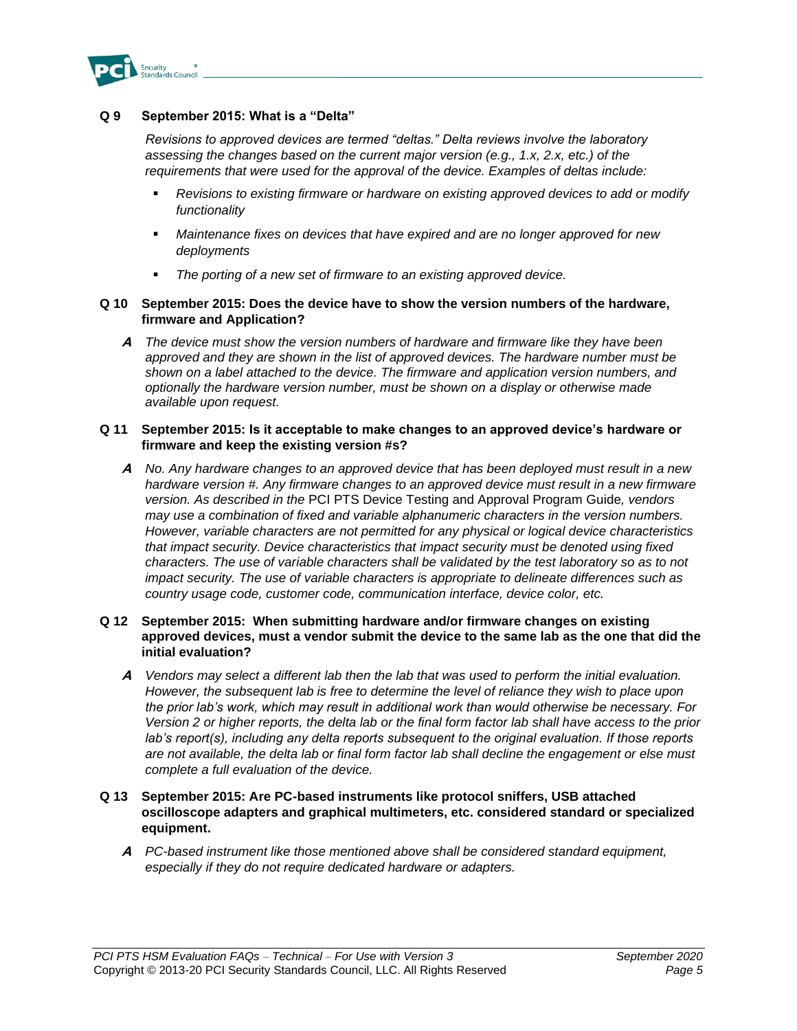**Q 9 September 2015: What is a "Delta"**

*Revisions to approved devices are termed "deltas." Delta reviews involve the laboratory assessing the changes based on the current major version (e.g., 1.x, 2.x, etc.) of the requirements that were used for the approval of the device. Examples of deltas include:*

- *Revisions to existing firmware or hardware on existing approved devices to add or modify functionality*
- *Maintenance fixes on devices that have expired and are no longer approved for new deployments*
- *The porting of a new set of firmware to an existing approved device.*

**Q 10 September 2015: Does the device have to show the version numbers of the hardware, firmware and Application?**

***A*** *The device must show the version numbers of hardware and firmware like they have been approved and they are shown in the list of approved devices. The hardware number must be shown on a label attached to the device. The firmware and application version numbers, and optionally the hardware version number, must be shown on a display or otherwise made available upon request.*

**Q 11 September 2015: Is it acceptable to make changes to an approved device's hardware or firmware and keep the existing version #s?**

***A*** *No. Any hardware changes to an approved device that has been deployed must result in a new hardware version #. Any firmware changes to an approved device must result in a new firmware version. As described in the* PCI PTS Device Testing and Approval Program Guide*, vendors may use a combination of fixed and variable alphanumeric characters in the version numbers. However, variable characters are not permitted for any physical or logical device characteristics that impact security. Device characteristics that impact security must be denoted using fixed characters. The use of variable characters shall be validated by the test laboratory so as to not impact security. The use of variable characters is appropriate to delineate differences such as country usage code, customer code, communication interface, device color, etc.*

**Q 12 September 2015: When submitting hardware and/or firmware changes on existing approved devices, must a vendor submit the device to the same lab as the one that did the initial evaluation?**

***A*** *Vendors may select a different lab then the lab that was used to perform the initial evaluation. However, the subsequent lab is free to determine the level of reliance they wish to place upon the prior lab's work, which may result in additional work than would otherwise be necessary. For Version 2 or higher reports, the delta lab or the final form factor lab shall have access to the prior lab's report(s), including any delta reports subsequent to the original evaluation. If those reports are not available, the delta lab or final form factor lab shall decline the engagement or else must complete a full evaluation of the device.*

**Q 13 September 2015: Are PC-based instruments like protocol sniffers, USB attached oscilloscope adapters and graphical multimeters, etc. considered standard or specialized equipment.**

***A*** *PC-based instrument like those mentioned above shall be considered standard equipment, especially if they do not require dedicated hardware or adapters.*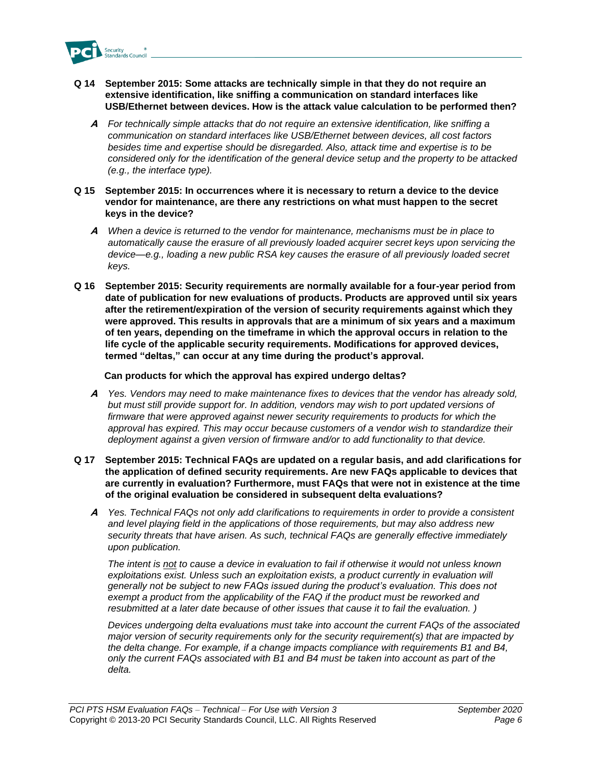**Q 14 September 2015: Some attacks are technically simple in that they do not require an extensive identification, like sniffing a communication on standard interfaces like USB/Ethernet between devices. How is the attack value calculation to be performed then?**

***A*** *For technically simple attacks that do not require an extensive identification, like sniffing a communication on standard interfaces like USB/Ethernet between devices, all cost factors besides time and expertise should be disregarded. Also, attack time and expertise is to be considered only for the identification of the general device setup and the property to be attacked (e.g., the interface type).*

**Q 15 September 2015: In occurrences where it is necessary to return a device to the device vendor for maintenance, are there any restrictions on what must happen to the secret keys in the device?**

***A*** *When a device is returned to the vendor for maintenance, mechanisms must be in place to automatically cause the erasure of all previously loaded acquirer secret keys upon servicing the device—e.g., loading a new public RSA key causes the erasure of all previously loaded secret keys.*

**Q 16 September 2015: Security requirements are normally available for a four-year period from date of publication for new evaluations of products. Products are approved until six years after the retirement/expiration of the version of security requirements against which they were approved. This results in approvals that are a minimum of six years and a maximum of ten years, depending on the timeframe in which the approval occurs in relation to the life cycle of the applicable security requirements. Modifications for approved devices, termed "deltas," can occur at any time during the product's approval.**

**Can products for which the approval has expired undergo deltas?**

***A*** *Yes. Vendors may need to make maintenance fixes to devices that the vendor has already sold, but must still provide support for. In addition, vendors may wish to port updated versions of firmware that were approved against newer security requirements to products for which the approval has expired. This may occur because customers of a vendor wish to standardize their deployment against a given version of firmware and/or to add functionality to that device.*

**Q 17 September 2015: Technical FAQs are updated on a regular basis, and add clarifications for the application of defined security requirements. Are new FAQs applicable to devices that are currently in evaluation? Furthermore, must FAQs that were not in existence at the time of the original evaluation be considered in subsequent delta evaluations?**

***A*** *Yes. Technical FAQs not only add clarifications to requirements in order to provide a consistent and level playing field in the applications of those requirements, but may also address new security threats that have arisen. As such, technical FAQs are generally effective immediately upon publication.*

*The intent is not to cause a device in evaluation to fail if otherwise it would not unless known exploitations exist. Unless such an exploitation exists, a product currently in evaluation will generally not be subject to new FAQs issued during the product's evaluation. This does not exempt a product from the applicability of the FAQ if the product must be reworked and resubmitted at a later date because of other issues that cause it to fail the evaluation. )*

*Devices undergoing delta evaluations must take into account the current FAQs of the associated major version of security requirements only for the security requirement(s) that are impacted by the delta change. For example, if a change impacts compliance with requirements B1 and B4, only the current FAQs associated with B1 and B4 must be taken into account as part of the delta.*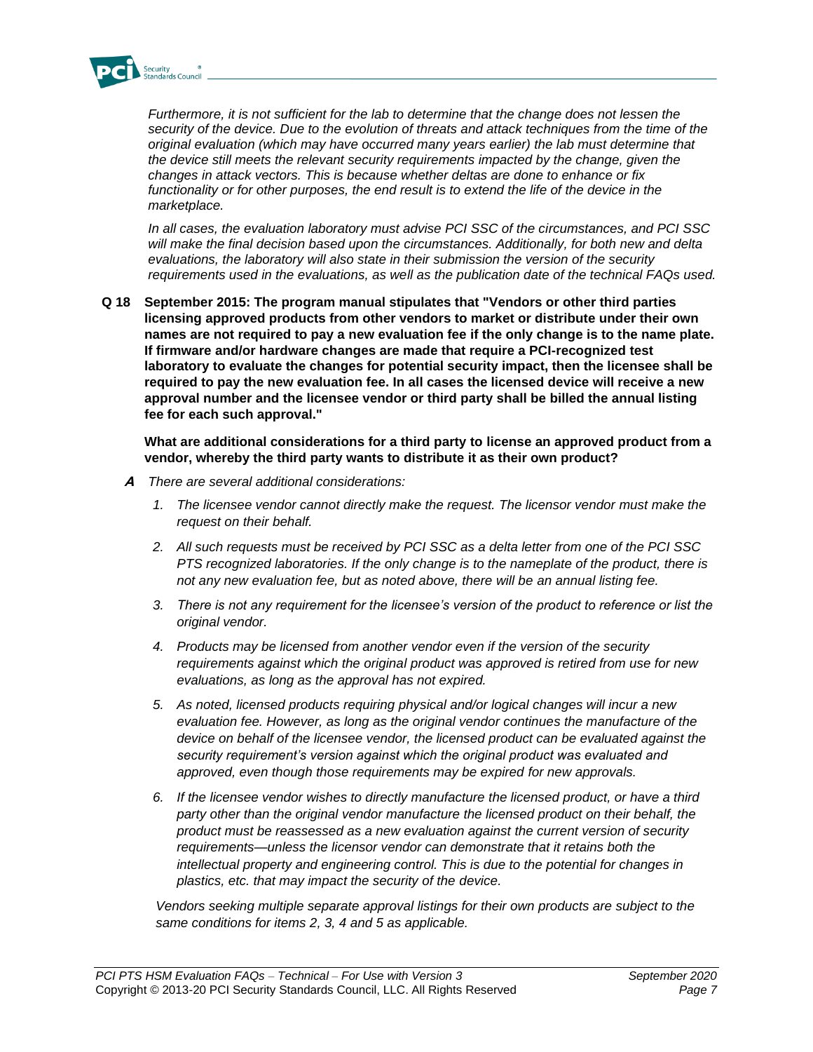*Furthermore, it is not sufficient for the lab to determine that the change does not lessen the security of the device. Due to the evolution of threats and attack techniques from the time of the original evaluation (which may have occurred many years earlier) the lab must determine that the device still meets the relevant security requirements impacted by the change, given the changes in attack vectors. This is because whether deltas are done to enhance or fix functionality or for other purposes, the end result is to extend the life of the device in the marketplace.*

*In all cases, the evaluation laboratory must advise PCI SSC of the circumstances, and PCI SSC will make the final decision based upon the circumstances. Additionally, for both new and delta evaluations, the laboratory will also state in their submission the version of the security requirements used in the evaluations, as well as the publication date of the technical FAQs used.*

**Q 18 September 2015: The program manual stipulates that "Vendors or other third parties licensing approved products from other vendors to market or distribute under their own names are not required to pay a new evaluation fee if the only change is to the name plate. If firmware and/or hardware changes are made that require a PCI-recognized test laboratory to evaluate the changes for potential security impact, then the licensee shall be required to pay the new evaluation fee. In all cases the licensed device will receive a new approval number and the licensee vendor or third party shall be billed the annual listing fee for each such approval."**

**What are additional considerations for a third party to license an approved product from a vendor, whereby the third party wants to distribute it as their own product?**

***A*** *There are several additional considerations:*

1. *The licensee vendor cannot directly make the request. The licensor vendor must make the request on their behalf.*
2. *All such requests must be received by PCI SSC as a delta letter from one of the PCI SSC PTS recognized laboratories. If the only change is to the nameplate of the product, there is not any new evaluation fee, but as noted above, there will be an annual listing fee.*
3. *There is not any requirement for the licensee's version of the product to reference or list the original vendor.*
4. *Products may be licensed from another vendor even if the version of the security requirements against which the original product was approved is retired from use for new evaluations, as long as the approval has not expired.*
5. *As noted, licensed products requiring physical and/or logical changes will incur a new evaluation fee. However, as long as the original vendor continues the manufacture of the device on behalf of the licensee vendor, the licensed product can be evaluated against the security requirement's version against which the original product was evaluated and approved, even though those requirements may be expired for new approvals.*
6. *If the licensee vendor wishes to directly manufacture the licensed product, or have a third party other than the original vendor manufacture the licensed product on their behalf, the product must be reassessed as a new evaluation against the current version of security requirements—unless the licensor vendor can demonstrate that it retains both the intellectual property and engineering control. This is due to the potential for changes in plastics, etc. that may impact the security of the device.*

*Vendors seeking multiple separate approval listings for their own products are subject to the same conditions for items 2, 3, 4 and 5 as applicable.*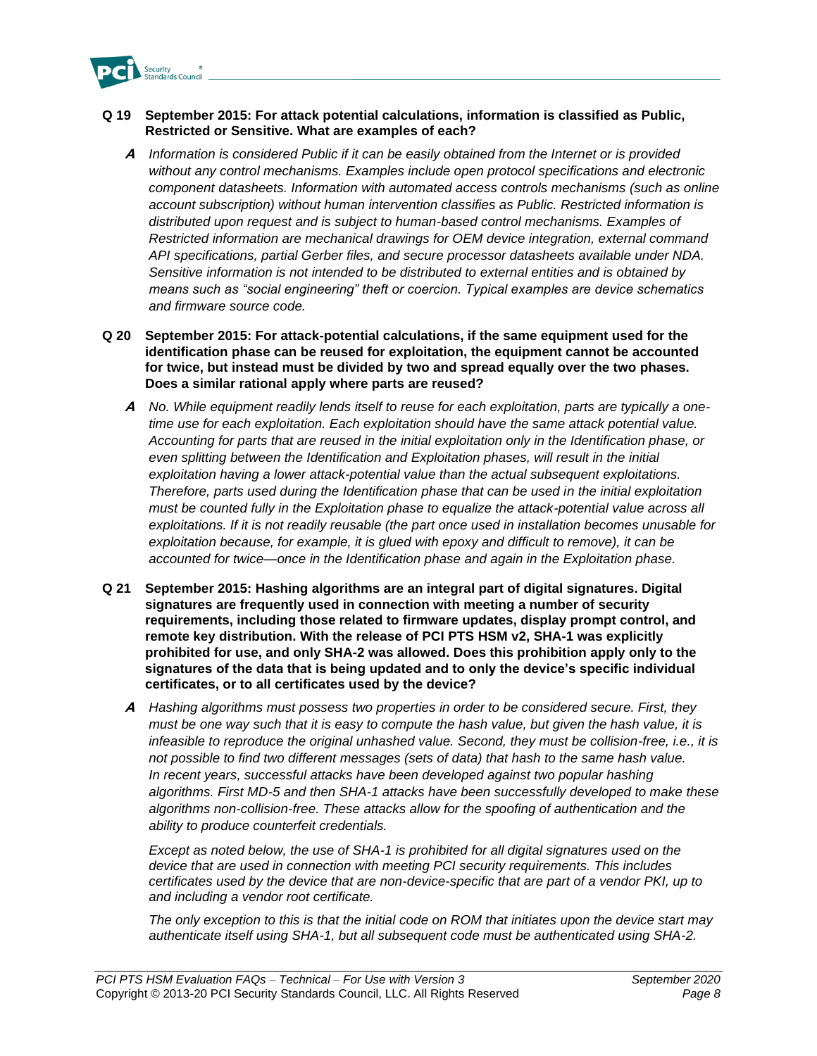**Q 19 September 2015: For attack potential calculations, information is classified as Public, Restricted or Sensitive. What are examples of each?**

***A*** *Information is considered Public if it can be easily obtained from the Internet or is provided without any control mechanisms. Examples include open protocol specifications and electronic component datasheets. Information with automated access controls mechanisms (such as online account subscription) without human intervention classifies as Public. Restricted information is distributed upon request and is subject to human-based control mechanisms. Examples of Restricted information are mechanical drawings for OEM device integration, external command API specifications, partial Gerber files, and secure processor datasheets available under NDA. Sensitive information is not intended to be distributed to external entities and is obtained by means such as "social engineering" theft or coercion. Typical examples are device schematics and firmware source code.*

**Q 20 September 2015: For attack-potential calculations, if the same equipment used for the identification phase can be reused for exploitation, the equipment cannot be accounted for twice, but instead must be divided by two and spread equally over the two phases. Does a similar rational apply where parts are reused?**

***A*** *No. While equipment readily lends itself to reuse for each exploitation, parts are typically a one-time use for each exploitation. Each exploitation should have the same attack potential value. Accounting for parts that are reused in the initial exploitation only in the Identification phase, or even splitting between the Identification and Exploitation phases, will result in the initial exploitation having a lower attack-potential value than the actual subsequent exploitations. Therefore, parts used during the Identification phase that can be used in the initial exploitation must be counted fully in the Exploitation phase to equalize the attack-potential value across all exploitations. If it is not readily reusable (the part once used in installation becomes unusable for exploitation because, for example, it is glued with epoxy and difficult to remove), it can be accounted for twice—once in the Identification phase and again in the Exploitation phase.*

**Q 21 September 2015: Hashing algorithms are an integral part of digital signatures. Digital signatures are frequently used in connection with meeting a number of security requirements, including those related to firmware updates, display prompt control, and remote key distribution. With the release of PCI PTS HSM v2, SHA-1 was explicitly prohibited for use, and only SHA-2 was allowed. Does this prohibition apply only to the signatures of the data that is being updated and to only the device's specific individual certificates, or to all certificates used by the device?**

***A*** *Hashing algorithms must possess two properties in order to be considered secure. First, they must be one way such that it is easy to compute the hash value, but given the hash value, it is infeasible to reproduce the original unhashed value. Second, they must be collision-free, i.e., it is not possible to find two different messages (sets of data) that hash to the same hash value. In recent years, successful attacks have been developed against two popular hashing algorithms. First MD-5 and then SHA-1 attacks have been successfully developed to make these algorithms non-collision-free. These attacks allow for the spoofing of authentication and the ability to produce counterfeit credentials.*

*Except as noted below, the use of SHA-1 is prohibited for all digital signatures used on the device that are used in connection with meeting PCI security requirements. This includes certificates used by the device that are non-device-specific that are part of a vendor PKI, up to and including a vendor root certificate.*

*The only exception to this is that the initial code on ROM that initiates upon the device start may authenticate itself using SHA-1, but all subsequent code must be authenticated using SHA-2.*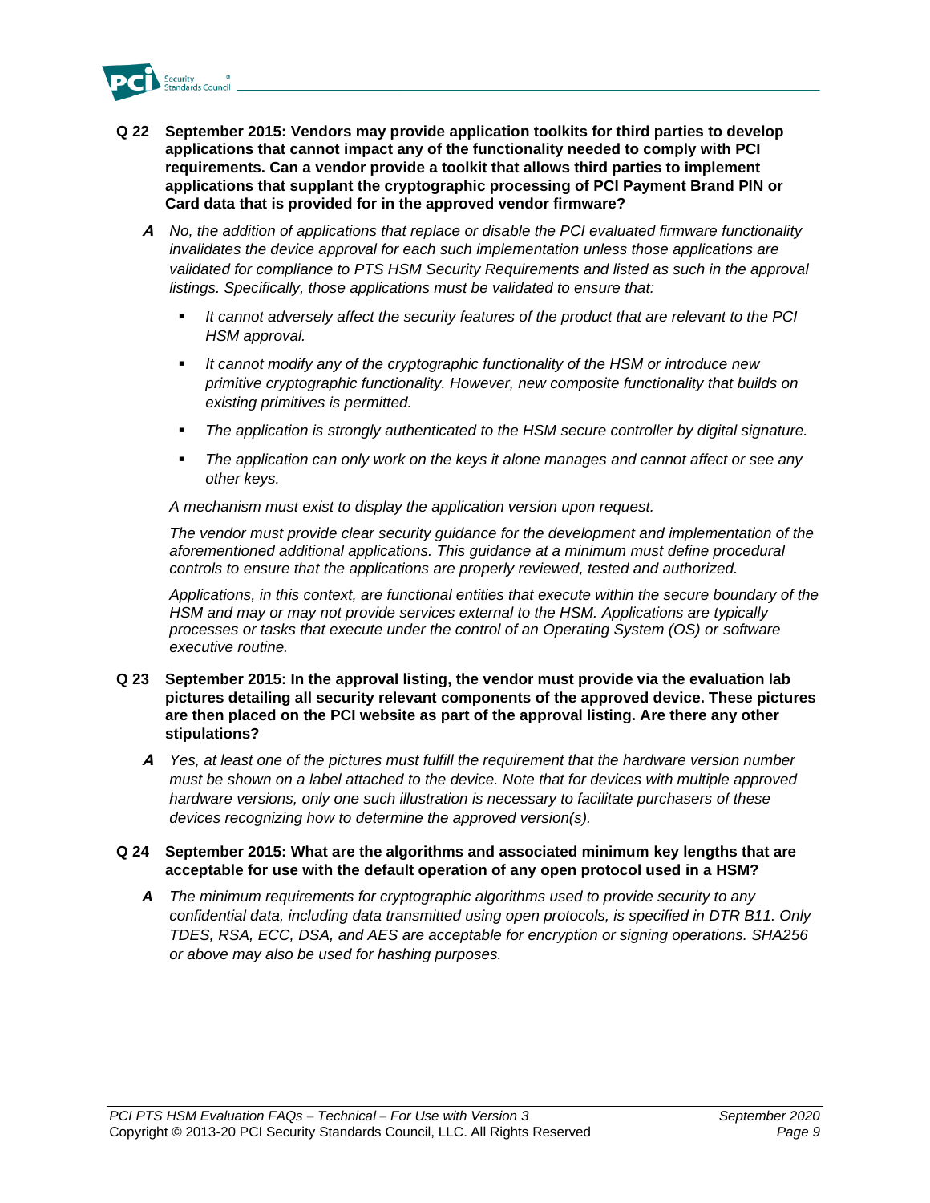**Q 22 September 2015: Vendors may provide application toolkits for third parties to develop applications that cannot impact any of the functionality needed to comply with PCI requirements. Can a vendor provide a toolkit that allows third parties to implement applications that supplant the cryptographic processing of PCI Payment Brand PIN or Card data that is provided for in the approved vendor firmware?**

***A*** *No, the addition of applications that replace or disable the PCI evaluated firmware functionality invalidates the device approval for each such implementation unless those applications are validated for compliance to PTS HSM Security Requirements and listed as such in the approval listings. Specifically, those applications must be validated to ensure that:*

- *It cannot adversely affect the security features of the product that are relevant to the PCI HSM approval.*
- *It cannot modify any of the cryptographic functionality of the HSM or introduce new primitive cryptographic functionality. However, new composite functionality that builds on existing primitives is permitted.*
- *The application is strongly authenticated to the HSM secure controller by digital signature.*
- *The application can only work on the keys it alone manages and cannot affect or see any other keys.*

*A mechanism must exist to display the application version upon request.*

*The vendor must provide clear security guidance for the development and implementation of the aforementioned additional applications. This guidance at a minimum must define procedural controls to ensure that the applications are properly reviewed, tested and authorized.*

*Applications, in this context, are functional entities that execute within the secure boundary of the HSM and may or may not provide services external to the HSM. Applications are typically processes or tasks that execute under the control of an Operating System (OS) or software executive routine.*

**Q 23 September 2015: In the approval listing, the vendor must provide via the evaluation lab pictures detailing all security relevant components of the approved device. These pictures are then placed on the PCI website as part of the approval listing. Are there any other stipulations?**

***A*** *Yes, at least one of the pictures must fulfill the requirement that the hardware version number must be shown on a label attached to the device. Note that for devices with multiple approved hardware versions, only one such illustration is necessary to facilitate purchasers of these devices recognizing how to determine the approved version(s).*

**Q 24 September 2015: What are the algorithms and associated minimum key lengths that are acceptable for use with the default operation of any open protocol used in a HSM?**

***A*** *The minimum requirements for cryptographic algorithms used to provide security to any confidential data, including data transmitted using open protocols, is specified in DTR B11. Only TDES, RSA, ECC, DSA, and AES are acceptable for encryption or signing operations. SHA256 or above may also be used for hashing purposes.*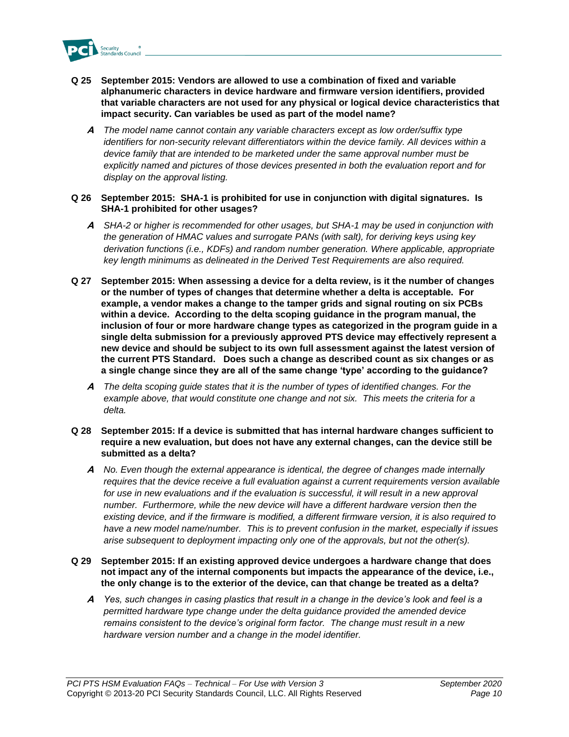**Q 25 September 2015: Vendors are allowed to use a combination of fixed and variable alphanumeric characters in device hardware and firmware version identifiers, provided that variable characters are not used for any physical or logical device characteristics that impact security. Can variables be used as part of the model name?**

***A*** *The model name cannot contain any variable characters except as low order/suffix type identifiers for non-security relevant differentiators within the device family. All devices within a device family that are intended to be marketed under the same approval number must be explicitly named and pictures of those devices presented in both the evaluation report and for display on the approval listing.*

**Q 26 September 2015: SHA-1 is prohibited for use in conjunction with digital signatures. Is SHA-1 prohibited for other usages?**

***A*** *SHA-2 or higher is recommended for other usages, but SHA-1 may be used in conjunction with the generation of HMAC values and surrogate PANs (with salt), for deriving keys using key derivation functions (i.e., KDFs) and random number generation. Where applicable, appropriate key length minimums as delineated in the Derived Test Requirements are also required.*

**Q 27 September 2015: When assessing a device for a delta review, is it the number of changes or the number of types of changes that determine whether a delta is acceptable. For example, a vendor makes a change to the tamper grids and signal routing on six PCBs within a device. According to the delta scoping guidance in the program manual, the inclusion of four or more hardware change types as categorized in the program guide in a single delta submission for a previously approved PTS device may effectively represent a new device and should be subject to its own full assessment against the latest version of the current PTS Standard. Does such a change as described count as six changes or as a single change since they are all of the same change 'type' according to the guidance?**

***A*** *The delta scoping guide states that it is the number of types of identified changes. For the example above, that would constitute one change and not six. This meets the criteria for a delta.*

**Q 28 September 2015: If a device is submitted that has internal hardware changes sufficient to require a new evaluation, but does not have any external changes, can the device still be submitted as a delta?**

***A*** *No. Even though the external appearance is identical, the degree of changes made internally requires that the device receive a full evaluation against a current requirements version available for use in new evaluations and if the evaluation is successful, it will result in a new approval number. Furthermore, while the new device will have a different hardware version then the existing device, and if the firmware is modified, a different firmware version, it is also required to have a new model name/number. This is to prevent confusion in the market, especially if issues arise subsequent to deployment impacting only one of the approvals, but not the other(s).*

**Q 29 September 2015: If an existing approved device undergoes a hardware change that does not impact any of the internal components but impacts the appearance of the device, i.e., the only change is to the exterior of the device, can that change be treated as a delta?**

***A*** *Yes, such changes in casing plastics that result in a change in the device's look and feel is a permitted hardware type change under the delta guidance provided the amended device remains consistent to the device's original form factor. The change must result in a new hardware version number and a change in the model identifier.*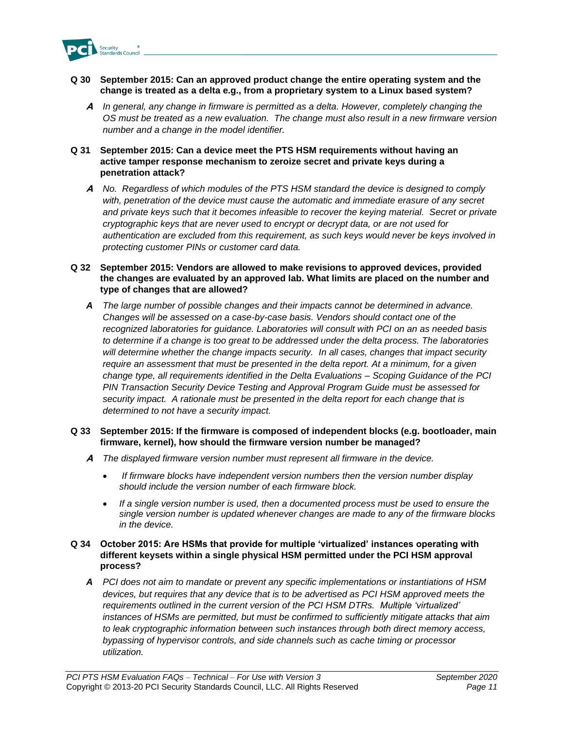**Q 30 September 2015: Can an approved product change the entire operating system and the change is treated as a delta e.g., from a proprietary system to a Linux based system?**

> ***A*** *In general, any change in firmware is permitted as a delta. However, completely changing the OS must be treated as a new evaluation. The change must also result in a new firmware version number and a change in the model identifier.*

**Q 31 September 2015: Can a device meet the PTS HSM requirements without having an active tamper response mechanism to zeroize secret and private keys during a penetration attack?**

> ***A*** *No. Regardless of which modules of the PTS HSM standard the device is designed to comply with, penetration of the device must cause the automatic and immediate erasure of any secret and private keys such that it becomes infeasible to recover the keying material. Secret or private cryptographic keys that are never used to encrypt or decrypt data, or are not used for authentication are excluded from this requirement, as such keys would never be keys involved in protecting customer PINs or customer card data.*

**Q 32 September 2015: Vendors are allowed to make revisions to approved devices, provided the changes are evaluated by an approved lab. What limits are placed on the number and type of changes that are allowed?**

> ***A*** *The large number of possible changes and their impacts cannot be determined in advance. Changes will be assessed on a case-by-case basis. Vendors should contact one of the recognized laboratories for guidance. Laboratories will consult with PCI on an as needed basis to determine if a change is too great to be addressed under the delta process. The laboratories will determine whether the change impacts security. In all cases, changes that impact security require an assessment that must be presented in the delta report. At a minimum, for a given change type, all requirements identified in the Delta Evaluations – Scoping Guidance of the PCI PIN Transaction Security Device Testing and Approval Program Guide must be assessed for security impact. A rationale must be presented in the delta report for each change that is determined to not have a security impact.*

**Q 33 September 2015: If the firmware is composed of independent blocks (e.g. bootloader, main firmware, kernel), how should the firmware version number be managed?**

> ***A*** *The displayed firmware version number must represent all firmware in the device.*
>
> - *If firmware blocks have independent version numbers then the version number display should include the version number of each firmware block.*
> - *If a single version number is used, then a documented process must be used to ensure the single version number is updated whenever changes are made to any of the firmware blocks in the device.*

**Q 34 October 2015: Are HSMs that provide for multiple 'virtualized' instances operating with different keysets within a single physical HSM permitted under the PCI HSM approval process?**

> ***A*** *PCI does not aim to mandate or prevent any specific implementations or instantiations of HSM devices, but requires that any device that is to be advertised as PCI HSM approved meets the requirements outlined in the current version of the PCI HSM DTRs. Multiple 'virtualized' instances of HSMs are permitted, but must be confirmed to sufficiently mitigate attacks that aim to leak cryptographic information between such instances through both direct memory access, bypassing of hypervisor controls, and side channels such as cache timing or processor utilization.*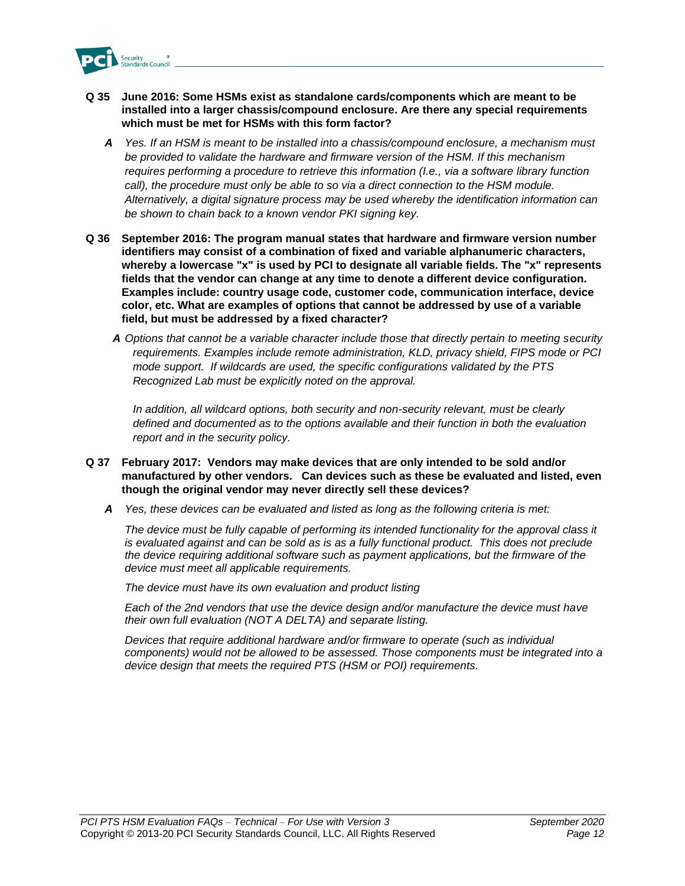**Q 35 June 2016: Some HSMs exist as standalone cards/components which are meant to be installed into a larger chassis/compound enclosure. Are there any special requirements which must be met for HSMs with this form factor?**

***A*** *Yes. If an HSM is meant to be installed into a chassis/compound enclosure, a mechanism must be provided to validate the hardware and firmware version of the HSM. If this mechanism requires performing a procedure to retrieve this information (I.e., via a software library function call), the procedure must only be able to so via a direct connection to the HSM module. Alternatively, a digital signature process may be used whereby the identification information can be shown to chain back to a known vendor PKI signing key.*

**Q 36 September 2016: The program manual states that hardware and firmware version number identifiers may consist of a combination of fixed and variable alphanumeric characters, whereby a lowercase "x" is used by PCI to designate all variable fields. The "x" represents fields that the vendor can change at any time to denote a different device configuration. Examples include: country usage code, customer code, communication interface, device color, etc. What are examples of options that cannot be addressed by use of a variable field, but must be addressed by a fixed character?**

***A*** *Options that cannot be a variable character include those that directly pertain to meeting security requirements. Examples include remote administration, KLD, privacy shield, FIPS mode or PCI mode support. If wildcards are used, the specific configurations validated by the PTS Recognized Lab must be explicitly noted on the approval.*

*In addition, all wildcard options, both security and non-security relevant, must be clearly defined and documented as to the options available and their function in both the evaluation report and in the security policy.*

**Q 37 February 2017: Vendors may make devices that are only intended to be sold and/or manufactured by other vendors. Can devices such as these be evaluated and listed, even though the original vendor may never directly sell these devices?**

***A*** *Yes, these devices can be evaluated and listed as long as the following criteria is met:*

*The device must be fully capable of performing its intended functionality for the approval class it is evaluated against and can be sold as is as a fully functional product. This does not preclude the device requiring additional software such as payment applications, but the firmware of the device must meet all applicable requirements.*

*The device must have its own evaluation and product listing*

*Each of the 2nd vendors that use the device design and/or manufacture the device must have their own full evaluation (NOT A DELTA) and separate listing.*

*Devices that require additional hardware and/or firmware to operate (such as individual components) would not be allowed to be assessed. Those components must be integrated into a device design that meets the required PTS (HSM or POI) requirements.*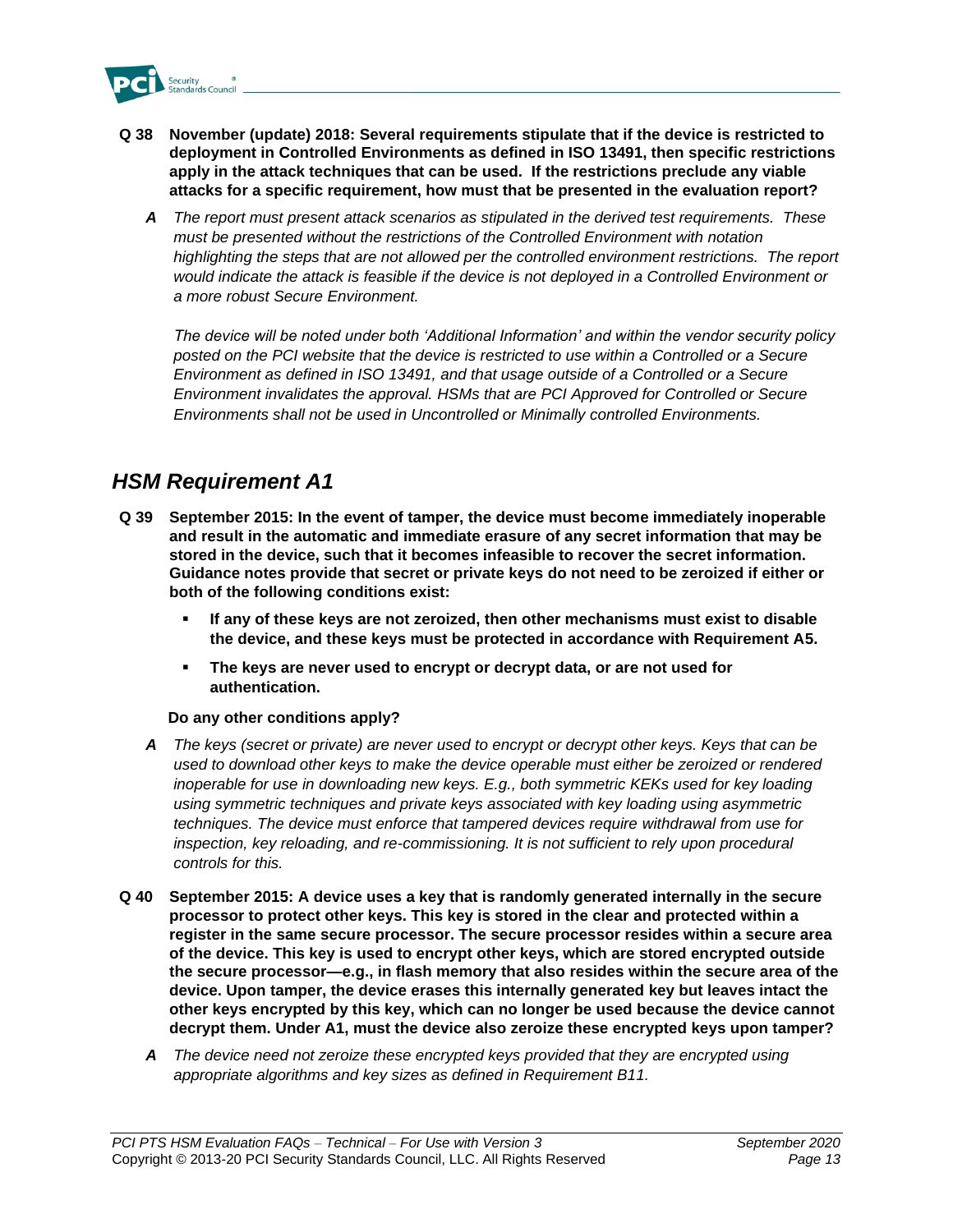**Q 38 November (update) 2018: Several requirements stipulate that if the device is restricted to deployment in Controlled Environments as defined in ISO 13491, then specific restrictions apply in the attack techniques that can be used. If the restrictions preclude any viable attacks for a specific requirement, how must that be presented in the evaluation report?**

***A*** *The report must present attack scenarios as stipulated in the derived test requirements. These must be presented without the restrictions of the Controlled Environment with notation highlighting the steps that are not allowed per the controlled environment restrictions. The report would indicate the attack is feasible if the device is not deployed in a Controlled Environment or a more robust Secure Environment.*

*The device will be noted under both 'Additional Information' and within the vendor security policy posted on the PCI website that the device is restricted to use within a Controlled or a Secure Environment as defined in ISO 13491, and that usage outside of a Controlled or a Secure Environment invalidates the approval. HSMs that are PCI Approved for Controlled or Secure Environments shall not be used in Uncontrolled or Minimally controlled Environments.*

## HSM Requirement A1

**Q 39 September 2015: In the event of tamper, the device must become immediately inoperable and result in the automatic and immediate erasure of any secret information that may be stored in the device, such that it becomes infeasible to recover the secret information. Guidance notes provide that secret or private keys do not need to be zeroized if either or both of the following conditions exist:**

- **If any of these keys are not zeroized, then other mechanisms must exist to disable the device, and these keys must be protected in accordance with Requirement A5.**
- **The keys are never used to encrypt or decrypt data, or are not used for authentication.**

**Do any other conditions apply?**

***A*** *The keys (secret or private) are never used to encrypt or decrypt other keys. Keys that can be used to download other keys to make the device operable must either be zeroized or rendered inoperable for use in downloading new keys. E.g., both symmetric KEKs used for key loading using symmetric techniques and private keys associated with key loading using asymmetric techniques. The device must enforce that tampered devices require withdrawal from use for inspection, key reloading, and re-commissioning. It is not sufficient to rely upon procedural controls for this.*

**Q 40 September 2015: A device uses a key that is randomly generated internally in the secure processor to protect other keys. This key is stored in the clear and protected within a register in the same secure processor. The secure processor resides within a secure area of the device. This key is used to encrypt other keys, which are stored encrypted outside the secure processor—e.g., in flash memory that also resides within the secure area of the device. Upon tamper, the device erases this internally generated key but leaves intact the other keys encrypted by this key, which can no longer be used because the device cannot decrypt them. Under A1, must the device also zeroize these encrypted keys upon tamper?**

***A*** *The device need not zeroize these encrypted keys provided that they are encrypted using appropriate algorithms and key sizes as defined in Requirement B11.*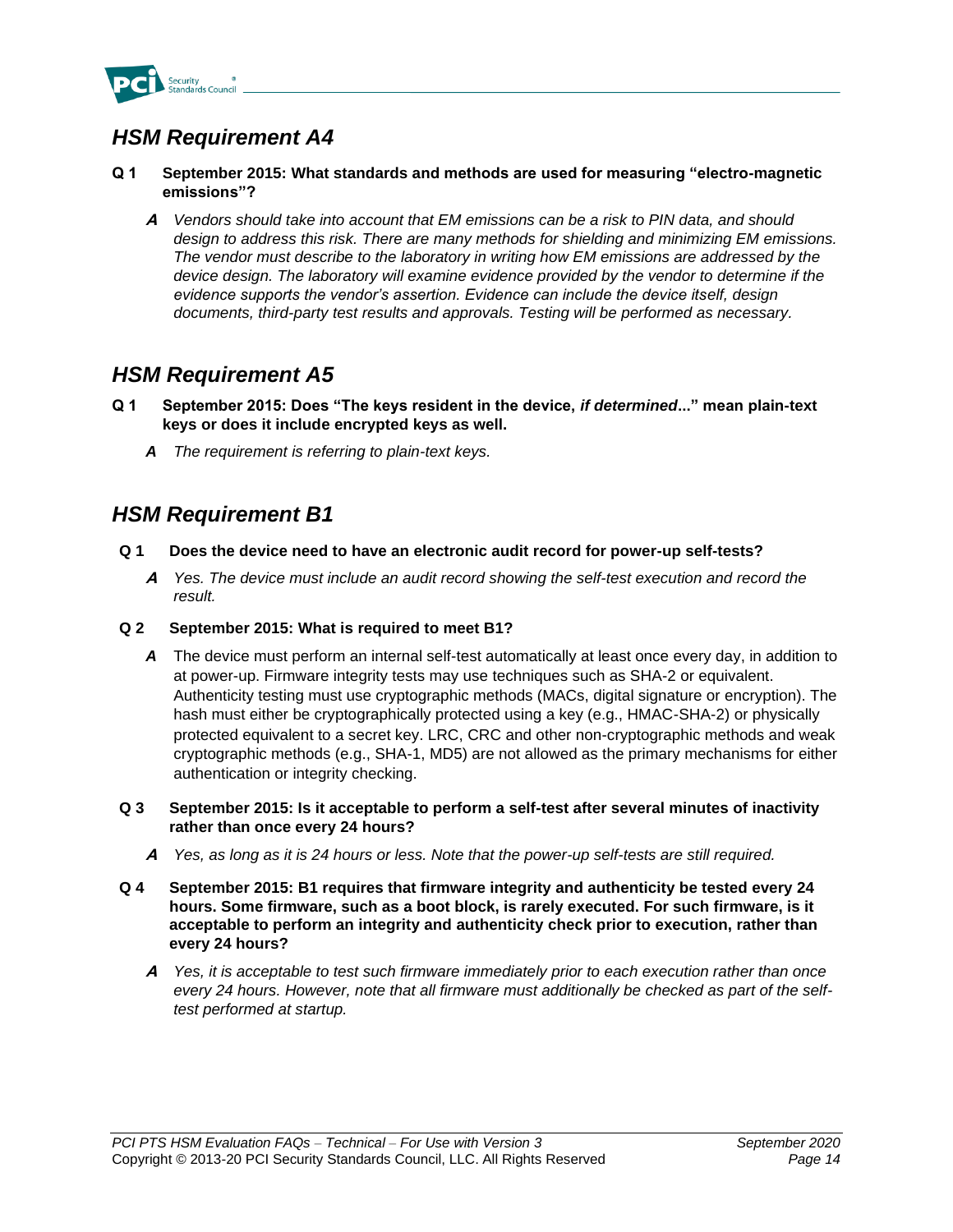## *HSM Requirement A4*

**Q 1 September 2015: What standards and methods are used for measuring "electro-magnetic emissions"?**

***A*** *Vendors should take into account that EM emissions can be a risk to PIN data, and should design to address this risk. There are many methods for shielding and minimizing EM emissions. The vendor must describe to the laboratory in writing how EM emissions are addressed by the device design. The laboratory will examine evidence provided by the vendor to determine if the evidence supports the vendor's assertion. Evidence can include the device itself, design documents, third-party test results and approvals. Testing will be performed as necessary.*

## *HSM Requirement A5*

**Q 1 September 2015: Does "The keys resident in the device, *if determined*..." mean plain-text keys or does it include encrypted keys as well.**

***A*** *The requirement is referring to plain-text keys.*

## *HSM Requirement B1*

**Q 1 Does the device need to have an electronic audit record for power-up self-tests?**

***A*** *Yes. The device must include an audit record showing the self-test execution and record the result.*

**Q 2 September 2015: What is required to meet B1?**

***A*** The device must perform an internal self-test automatically at least once every day, in addition to at power-up. Firmware integrity tests may use techniques such as SHA-2 or equivalent. Authenticity testing must use cryptographic methods (MACs, digital signature or encryption). The hash must either be cryptographically protected using a key (e.g., HMAC-SHA-2) or physically protected equivalent to a secret key. LRC, CRC and other non-cryptographic methods and weak cryptographic methods (e.g., SHA-1, MD5) are not allowed as the primary mechanisms for either authentication or integrity checking.

**Q 3 September 2015: Is it acceptable to perform a self-test after several minutes of inactivity rather than once every 24 hours?**

***A*** *Yes, as long as it is 24 hours or less. Note that the power-up self-tests are still required.*

**Q 4 September 2015: B1 requires that firmware integrity and authenticity be tested every 24 hours. Some firmware, such as a boot block, is rarely executed. For such firmware, is it acceptable to perform an integrity and authenticity check prior to execution, rather than every 24 hours?**

***A*** *Yes, it is acceptable to test such firmware immediately prior to each execution rather than once every 24 hours. However, note that all firmware must additionally be checked as part of the self-test performed at startup.*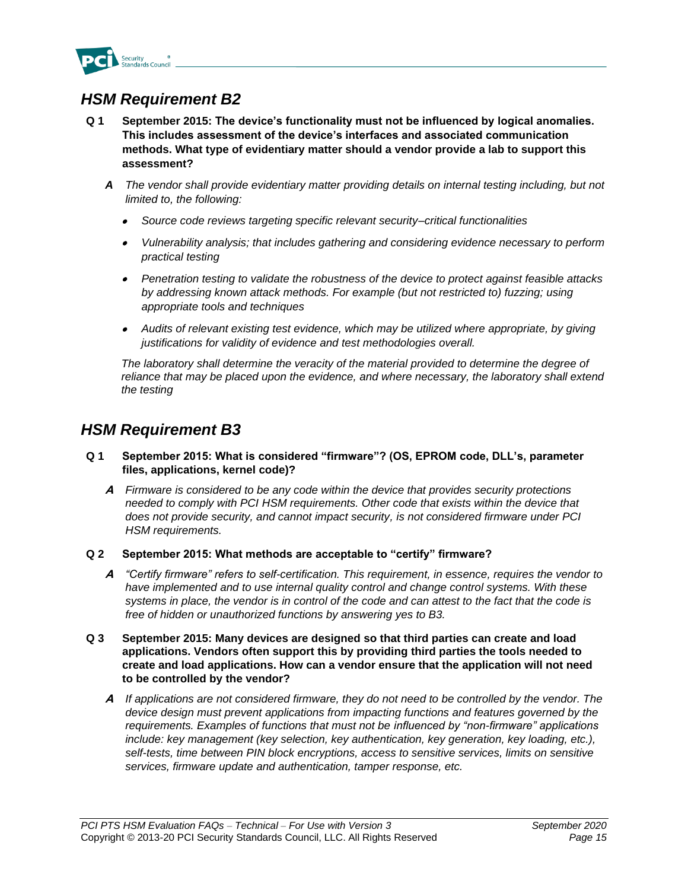## *HSM Requirement B2*

**Q 1 September 2015: The device's functionality must not be influenced by logical anomalies. This includes assessment of the device's interfaces and associated communication methods. What type of evidentiary matter should a vendor provide a lab to support this assessment?**

***A*** *The vendor shall provide evidentiary matter providing details on internal testing including, but not limited to, the following:*

- *Source code reviews targeting specific relevant security–critical functionalities*
- *Vulnerability analysis; that includes gathering and considering evidence necessary to perform practical testing*
- *Penetration testing to validate the robustness of the device to protect against feasible attacks by addressing known attack methods. For example (but not restricted to) fuzzing; using appropriate tools and techniques*
- *Audits of relevant existing test evidence, which may be utilized where appropriate, by giving justifications for validity of evidence and test methodologies overall.*

*The laboratory shall determine the veracity of the material provided to determine the degree of reliance that may be placed upon the evidence, and where necessary, the laboratory shall extend the testing*

## *HSM Requirement B3*

**Q 1 September 2015: What is considered "firmware"? (OS, EPROM code, DLL's, parameter files, applications, kernel code)?**

***A*** *Firmware is considered to be any code within the device that provides security protections needed to comply with PCI HSM requirements. Other code that exists within the device that does not provide security, and cannot impact security, is not considered firmware under PCI HSM requirements.*

**Q 2 September 2015: What methods are acceptable to "certify" firmware?**

***A*** *"Certify firmware" refers to self-certification. This requirement, in essence, requires the vendor to have implemented and to use internal quality control and change control systems. With these systems in place, the vendor is in control of the code and can attest to the fact that the code is free of hidden or unauthorized functions by answering yes to B3.*

**Q 3 September 2015: Many devices are designed so that third parties can create and load applications. Vendors often support this by providing third parties the tools needed to create and load applications. How can a vendor ensure that the application will not need to be controlled by the vendor?**

***A*** *If applications are not considered firmware, they do not need to be controlled by the vendor. The device design must prevent applications from impacting functions and features governed by the requirements. Examples of functions that must not be influenced by "non-firmware" applications include: key management (key selection, key authentication, key generation, key loading, etc.), self-tests, time between PIN block encryptions, access to sensitive services, limits on sensitive services, firmware update and authentication, tamper response, etc.*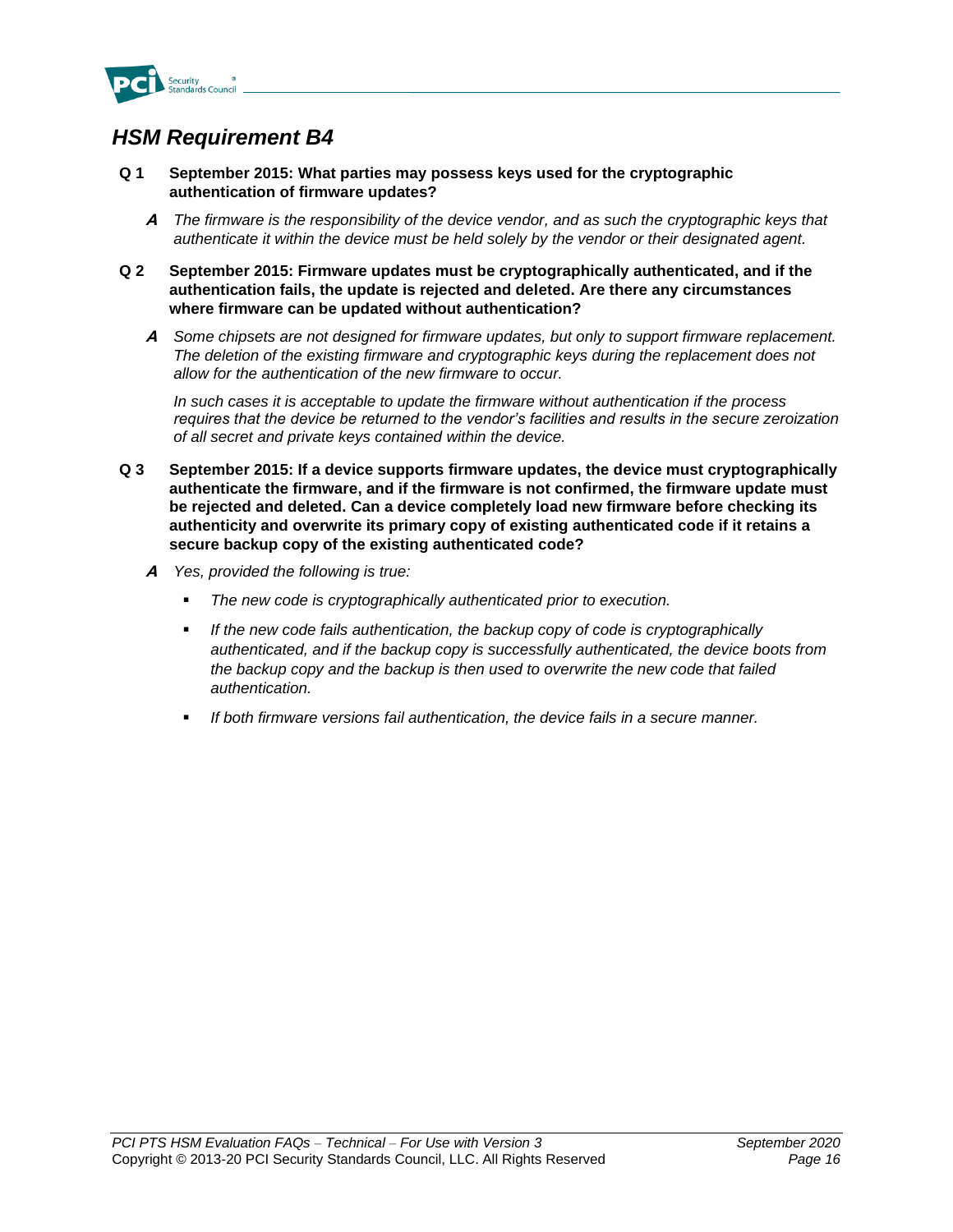## *HSM Requirement B4*

**Q 1 September 2015: What parties may possess keys used for the cryptographic authentication of firmware updates?**

***A*** *The firmware is the responsibility of the device vendor, and as such the cryptographic keys that authenticate it within the device must be held solely by the vendor or their designated agent.*

**Q 2 September 2015: Firmware updates must be cryptographically authenticated, and if the authentication fails, the update is rejected and deleted. Are there any circumstances where firmware can be updated without authentication?**

***A*** *Some chipsets are not designed for firmware updates, but only to support firmware replacement. The deletion of the existing firmware and cryptographic keys during the replacement does not allow for the authentication of the new firmware to occur.*

*In such cases it is acceptable to update the firmware without authentication if the process requires that the device be returned to the vendor's facilities and results in the secure zeroization of all secret and private keys contained within the device.*

**Q 3 September 2015: If a device supports firmware updates, the device must cryptographically authenticate the firmware, and if the firmware is not confirmed, the firmware update must be rejected and deleted. Can a device completely load new firmware before checking its authenticity and overwrite its primary copy of existing authenticated code if it retains a secure backup copy of the existing authenticated code?**

***A*** *Yes, provided the following is true:*

- *The new code is cryptographically authenticated prior to execution.*
- *If the new code fails authentication, the backup copy of code is cryptographically authenticated, and if the backup copy is successfully authenticated, the device boots from the backup copy and the backup is then used to overwrite the new code that failed authentication.*
- *If both firmware versions fail authentication, the device fails in a secure manner.*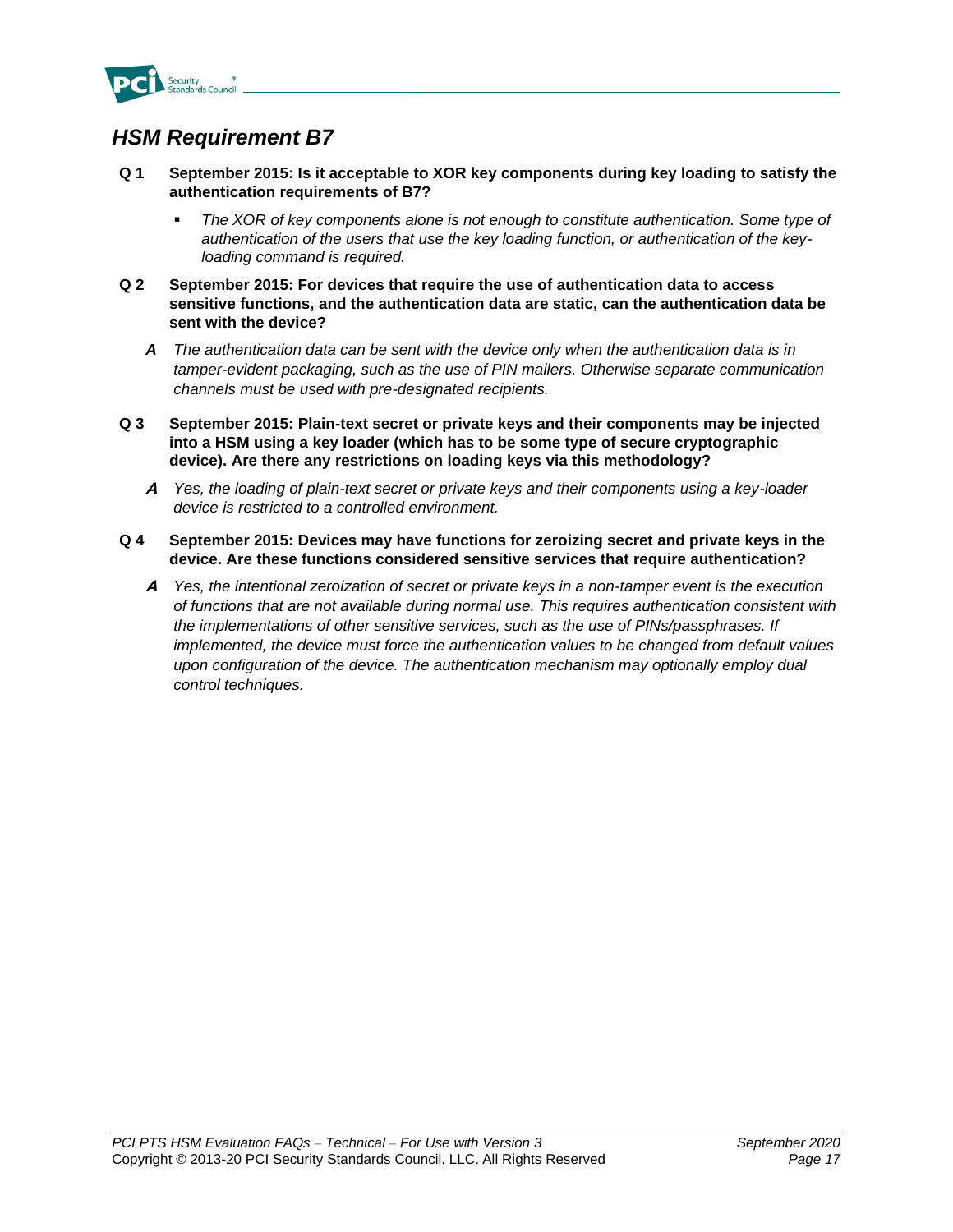## *HSM Requirement B7*

**Q 1 September 2015: Is it acceptable to XOR key components during key loading to satisfy the authentication requirements of B7?**

- *The XOR of key components alone is not enough to constitute authentication. Some type of authentication of the users that use the key loading function, or authentication of the key-loading command is required.*

**Q 2 September 2015: For devices that require the use of authentication data to access sensitive functions, and the authentication data are static, can the authentication data be sent with the device?**

***A*** *The authentication data can be sent with the device only when the authentication data is in tamper-evident packaging, such as the use of PIN mailers. Otherwise separate communication channels must be used with pre-designated recipients.*

**Q 3 September 2015: Plain-text secret or private keys and their components may be injected into a HSM using a key loader (which has to be some type of secure cryptographic device). Are there any restrictions on loading keys via this methodology?**

***A*** *Yes, the loading of plain-text secret or private keys and their components using a key-loader device is restricted to a controlled environment.*

**Q 4 September 2015: Devices may have functions for zeroizing secret and private keys in the device. Are these functions considered sensitive services that require authentication?**

***A*** *Yes, the intentional zeroization of secret or private keys in a non-tamper event is the execution of functions that are not available during normal use. This requires authentication consistent with the implementations of other sensitive services, such as the use of PINs/passphrases. If implemented, the device must force the authentication values to be changed from default values upon configuration of the device. The authentication mechanism may optionally employ dual control techniques.*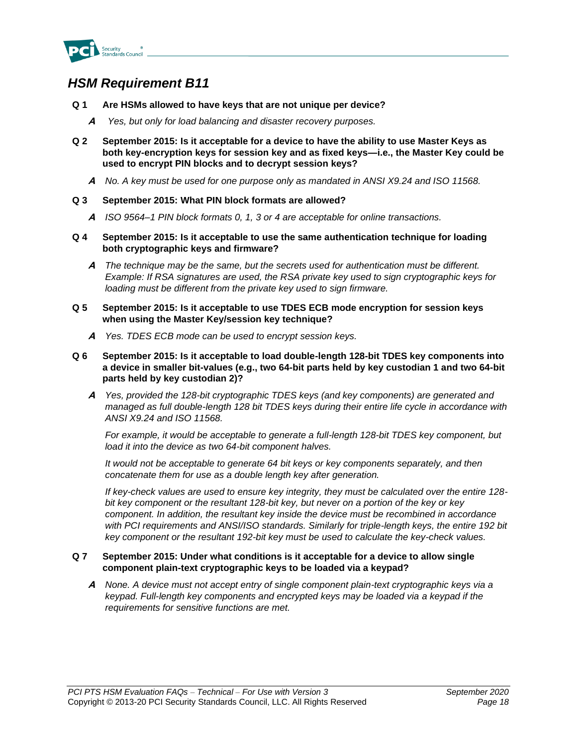## *HSM Requirement B11*

**Q 1 Are HSMs allowed to have keys that are not unique per device?**

> ***A*** *Yes, but only for load balancing and disaster recovery purposes.*

**Q 2 September 2015: Is it acceptable for a device to have the ability to use Master Keys as both key-encryption keys for session key and as fixed keys—i.e., the Master Key could be used to encrypt PIN blocks and to decrypt session keys?**

> ***A*** *No. A key must be used for one purpose only as mandated in ANSI X9.24 and ISO 11568.*

**Q 3 September 2015: What PIN block formats are allowed?**

> ***A*** *ISO 9564–1 PIN block formats 0, 1, 3 or 4 are acceptable for online transactions.*

**Q 4 September 2015: Is it acceptable to use the same authentication technique for loading both cryptographic keys and firmware?**

> ***A*** *The technique may be the same, but the secrets used for authentication must be different. Example: If RSA signatures are used, the RSA private key used to sign cryptographic keys for loading must be different from the private key used to sign firmware.*

**Q 5 September 2015: Is it acceptable to use TDES ECB mode encryption for session keys when using the Master Key/session key technique?**

> ***A*** *Yes. TDES ECB mode can be used to encrypt session keys.*

**Q 6 September 2015: Is it acceptable to load double-length 128-bit TDES key components into a device in smaller bit-values (e.g., two 64-bit parts held by key custodian 1 and two 64-bit parts held by key custodian 2)?**

> ***A*** *Yes, provided the 128-bit cryptographic TDES keys (and key components) are generated and managed as full double-length 128 bit TDES keys during their entire life cycle in accordance with ANSI X9.24 and ISO 11568.*
>
> *For example, it would be acceptable to generate a full-length 128-bit TDES key component, but load it into the device as two 64-bit component halves.*
>
> *It would not be acceptable to generate 64 bit keys or key components separately, and then concatenate them for use as a double length key after generation.*
>
> *If key-check values are used to ensure key integrity, they must be calculated over the entire 128-bit key component or the resultant 128-bit key, but never on a portion of the key or key component. In addition, the resultant key inside the device must be recombined in accordance with PCI requirements and ANSI/ISO standards. Similarly for triple-length keys, the entire 192 bit key component or the resultant 192-bit key must be used to calculate the key-check values.*

**Q 7 September 2015: Under what conditions is it acceptable for a device to allow single component plain-text cryptographic keys to be loaded via a keypad?**

> ***A*** *None. A device must not accept entry of single component plain-text cryptographic keys via a keypad. Full-length key components and encrypted keys may be loaded via a keypad if the requirements for sensitive functions are met.*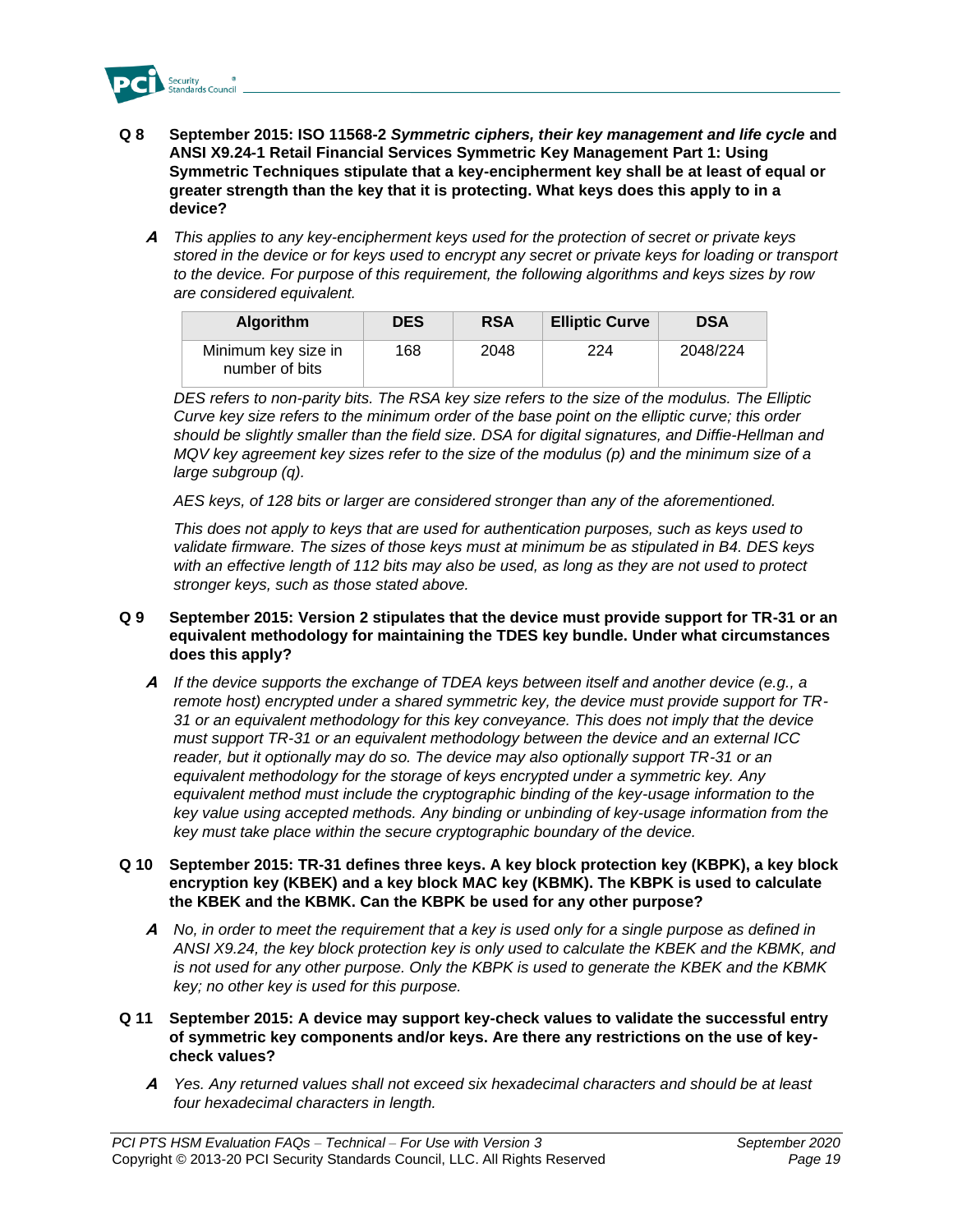**Q 8 September 2015: ISO 11568-2 *Symmetric ciphers, their key management and life cycle* and ANSI X9.24-1 Retail Financial Services Symmetric Key Management Part 1: Using Symmetric Techniques stipulate that a key-encipherment key shall be at least of equal or greater strength than the key that it is protecting. What keys does this apply to in a device?**

***A*** *This applies to any key-encipherment keys used for the protection of secret or private keys stored in the device or for keys used to encrypt any secret or private keys for loading or transport to the device. For purpose of this requirement, the following algorithms and keys sizes by row are considered equivalent.*

| Algorithm | DES | RSA | Elliptic Curve | DSA |
|---|---|---|---|---|
| Minimum key size in number of bits | 168 | 2048 | 224 | 2048/224 |

*DES refers to non-parity bits. The RSA key size refers to the size of the modulus. The Elliptic Curve key size refers to the minimum order of the base point on the elliptic curve; this order should be slightly smaller than the field size. DSA for digital signatures, and Diffie-Hellman and MQV key agreement key sizes refer to the size of the modulus (p) and the minimum size of a large subgroup (q).*

*AES keys, of 128 bits or larger are considered stronger than any of the aforementioned.*

*This does not apply to keys that are used for authentication purposes, such as keys used to validate firmware. The sizes of those keys must at minimum be as stipulated in B4. DES keys with an effective length of 112 bits may also be used, as long as they are not used to protect stronger keys, such as those stated above.*

**Q 9 September 2015: Version 2 stipulates that the device must provide support for TR-31 or an equivalent methodology for maintaining the TDES key bundle. Under what circumstances does this apply?**

***A*** *If the device supports the exchange of TDEA keys between itself and another device (e.g., a remote host) encrypted under a shared symmetric key, the device must provide support for TR-31 or an equivalent methodology for this key conveyance. This does not imply that the device must support TR-31 or an equivalent methodology between the device and an external ICC reader, but it optionally may do so. The device may also optionally support TR-31 or an equivalent methodology for the storage of keys encrypted under a symmetric key. Any equivalent method must include the cryptographic binding of the key-usage information to the key value using accepted methods. Any binding or unbinding of key-usage information from the key must take place within the secure cryptographic boundary of the device.*

**Q 10 September 2015: TR-31 defines three keys. A key block protection key (KBPK), a key block encryption key (KBEK) and a key block MAC key (KBMK). The KBPK is used to calculate the KBEK and the KBMK. Can the KBPK be used for any other purpose?**

***A*** *No, in order to meet the requirement that a key is used only for a single purpose as defined in ANSI X9.24, the key block protection key is only used to calculate the KBEK and the KBMK, and is not used for any other purpose. Only the KBPK is used to generate the KBEK and the KBMK key; no other key is used for this purpose.*

**Q 11 September 2015: A device may support key-check values to validate the successful entry of symmetric key components and/or keys. Are there any restrictions on the use of key-check values?**

***A*** *Yes. Any returned values shall not exceed six hexadecimal characters and should be at least four hexadecimal characters in length.*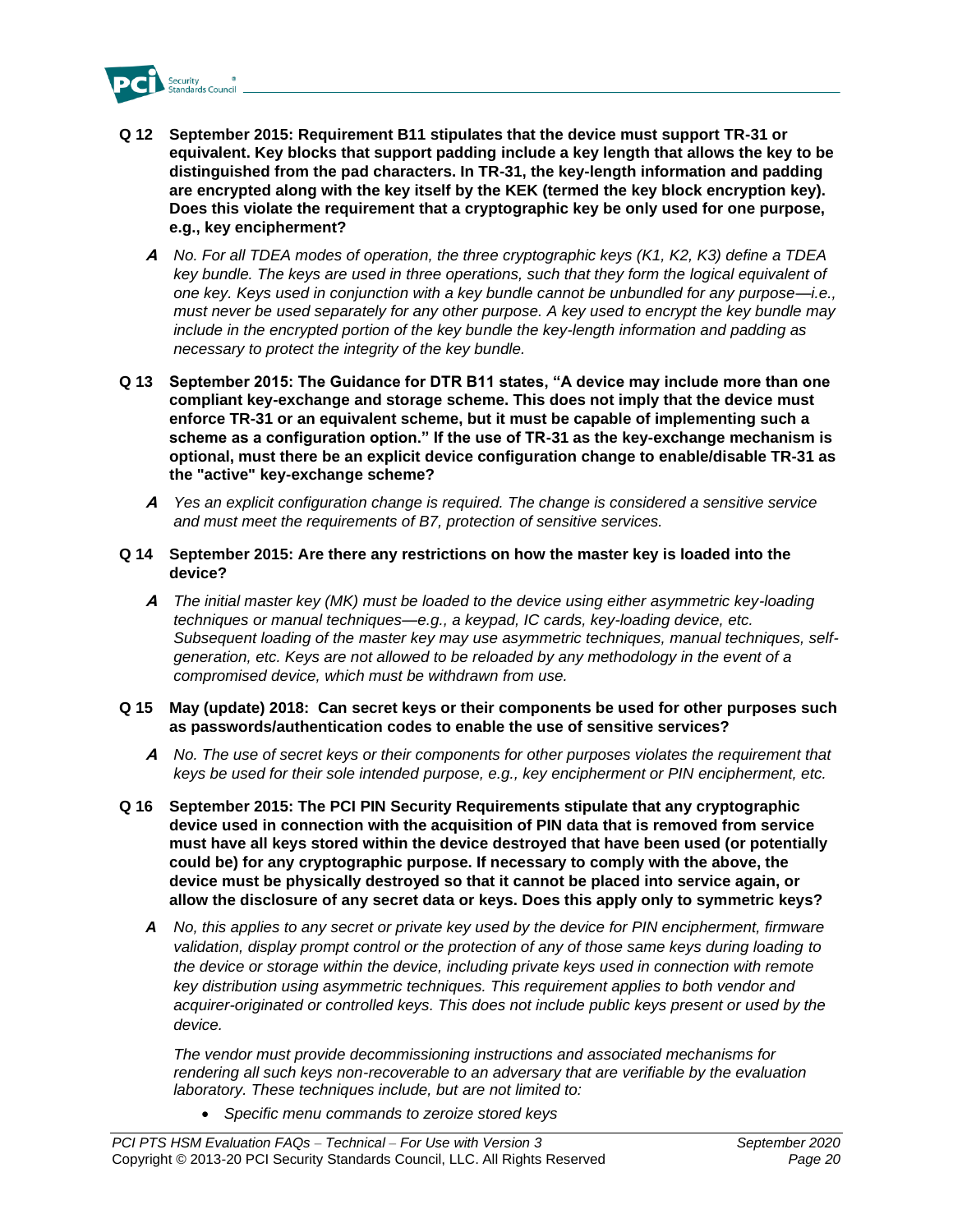**Q 12 September 2015: Requirement B11 stipulates that the device must support TR-31 or equivalent. Key blocks that support padding include a key length that allows the key to be distinguished from the pad characters. In TR-31, the key-length information and padding are encrypted along with the key itself by the KEK (termed the key block encryption key). Does this violate the requirement that a cryptographic key be only used for one purpose, e.g., key encipherment?**

***A*** *No. For all TDEA modes of operation, the three cryptographic keys (K1, K2, K3) define a TDEA key bundle. The keys are used in three operations, such that they form the logical equivalent of one key. Keys used in conjunction with a key bundle cannot be unbundled for any purpose—i.e., must never be used separately for any other purpose. A key used to encrypt the key bundle may include in the encrypted portion of the key bundle the key-length information and padding as necessary to protect the integrity of the key bundle.*

**Q 13 September 2015: The Guidance for DTR B11 states, "A device may include more than one compliant key-exchange and storage scheme. This does not imply that the device must enforce TR-31 or an equivalent scheme, but it must be capable of implementing such a scheme as a configuration option." If the use of TR-31 as the key-exchange mechanism is optional, must there be an explicit device configuration change to enable/disable TR-31 as the "active" key-exchange scheme?**

***A*** *Yes an explicit configuration change is required. The change is considered a sensitive service and must meet the requirements of B7, protection of sensitive services.*

**Q 14 September 2015: Are there any restrictions on how the master key is loaded into the device?**

***A*** *The initial master key (MK) must be loaded to the device using either asymmetric key-loading techniques or manual techniques—e.g., a keypad, IC cards, key-loading device, etc. Subsequent loading of the master key may use asymmetric techniques, manual techniques, self-generation, etc. Keys are not allowed to be reloaded by any methodology in the event of a compromised device, which must be withdrawn from use.*

**Q 15 May (update) 2018: Can secret keys or their components be used for other purposes such as passwords/authentication codes to enable the use of sensitive services?**

***A*** *No. The use of secret keys or their components for other purposes violates the requirement that keys be used for their sole intended purpose, e.g., key encipherment or PIN encipherment, etc.*

**Q 16 September 2015: The PCI PIN Security Requirements stipulate that any cryptographic device used in connection with the acquisition of PIN data that is removed from service must have all keys stored within the device destroyed that have been used (or potentially could be) for any cryptographic purpose. If necessary to comply with the above, the device must be physically destroyed so that it cannot be placed into service again, or allow the disclosure of any secret data or keys. Does this apply only to symmetric keys?**

***A*** *No, this applies to any secret or private key used by the device for PIN encipherment, firmware validation, display prompt control or the protection of any of those same keys during loading to the device or storage within the device, including private keys used in connection with remote key distribution using asymmetric techniques. This requirement applies to both vendor and acquirer-originated or controlled keys. This does not include public keys present or used by the device.*

*The vendor must provide decommissioning instructions and associated mechanisms for rendering all such keys non-recoverable to an adversary that are verifiable by the evaluation laboratory. These techniques include, but are not limited to:*

- *Specific menu commands to zeroize stored keys*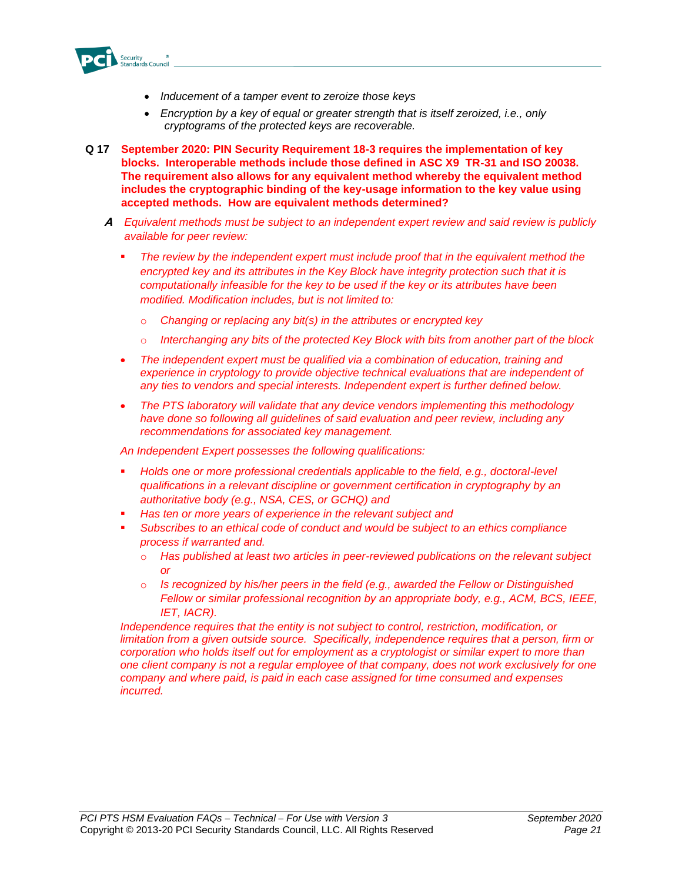- *Inducement of a tamper event to zeroize those keys*
- *Encryption by a key of equal or greater strength that is itself zeroized, i.e., only cryptograms of the protected keys are recoverable.*

**Q 17 September 2020: PIN Security Requirement 18-3 requires the implementation of key blocks. Interoperable methods include those defined in ASC X9 TR-31 and ISO 20038. The requirement also allows for any equivalent method whereby the equivalent method includes the cryptographic binding of the key-usage information to the key value using accepted methods. How are equivalent methods determined?**

***A*** *Equivalent methods must be subject to an independent expert review and said review is publicly available for peer review:*

- *The review by the independent expert must include proof that in the equivalent method the encrypted key and its attributes in the Key Block have integrity protection such that it is computationally infeasible for the key to be used if the key or its attributes have been modified. Modification includes, but is not limited to:*
  - *Changing or replacing any bit(s) in the attributes or encrypted key*
  - *Interchanging any bits of the protected Key Block with bits from another part of the block*
- *The independent expert must be qualified via a combination of education, training and experience in cryptology to provide objective technical evaluations that are independent of any ties to vendors and special interests. Independent expert is further defined below.*
- *The PTS laboratory will validate that any device vendors implementing this methodology have done so following all guidelines of said evaluation and peer review, including any recommendations for associated key management.*

*An Independent Expert possesses the following qualifications:*

- *Holds one or more professional credentials applicable to the field, e.g., doctoral-level qualifications in a relevant discipline or government certification in cryptography by an authoritative body (e.g., NSA, CES, or GCHQ) and*
- *Has ten or more years of experience in the relevant subject and*
- *Subscribes to an ethical code of conduct and would be subject to an ethics compliance process if warranted and.*
  - *Has published at least two articles in peer-reviewed publications on the relevant subject or*
  - *Is recognized by his/her peers in the field (e.g., awarded the Fellow or Distinguished Fellow or similar professional recognition by an appropriate body, e.g., ACM, BCS, IEEE, IET, IACR).*

*Independence requires that the entity is not subject to control, restriction, modification, or limitation from a given outside source. Specifically, independence requires that a person, firm or corporation who holds itself out for employment as a cryptologist or similar expert to more than one client company is not a regular employee of that company, does not work exclusively for one company and where paid, is paid in each case assigned for time consumed and expenses incurred.*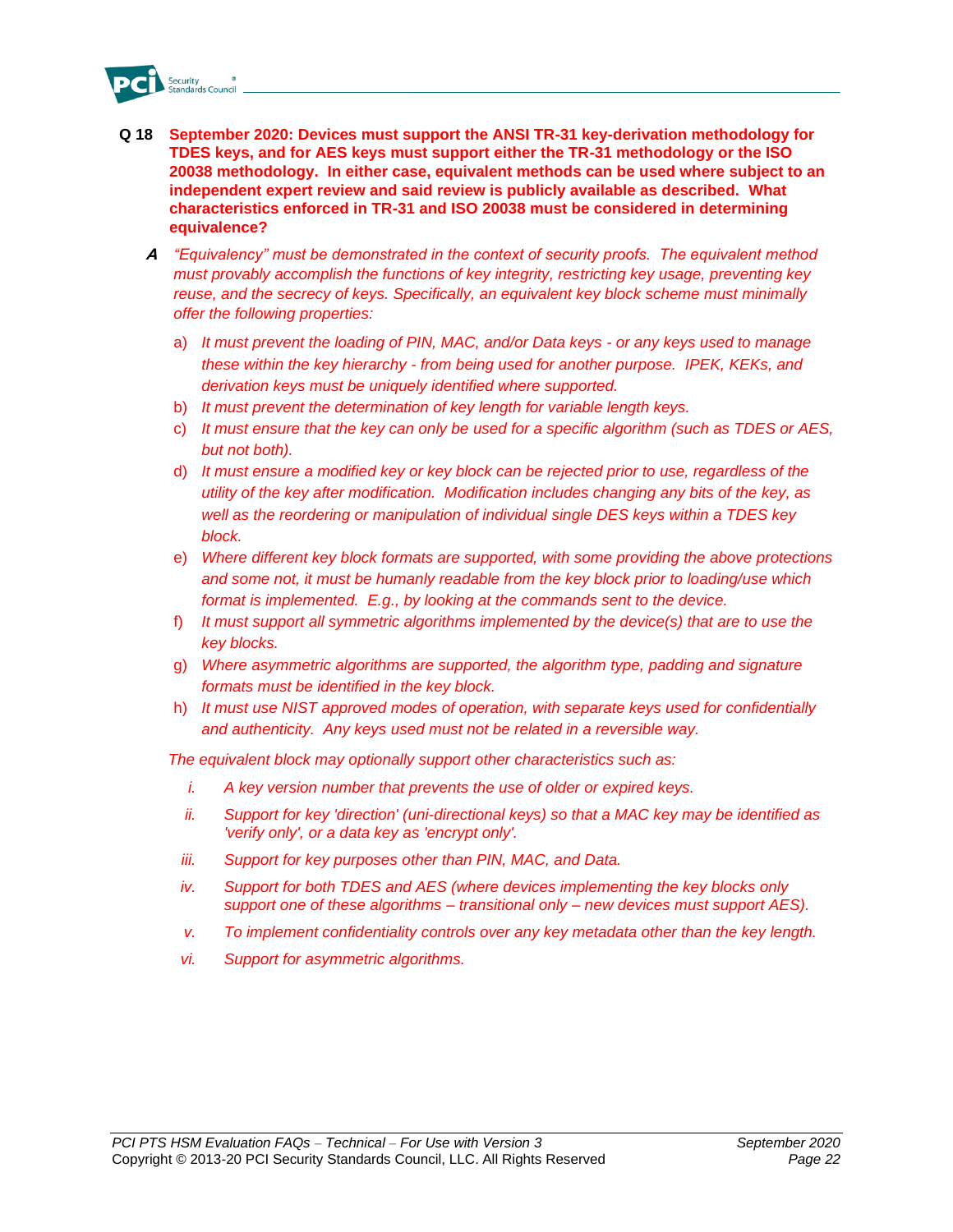**Q 18 September 2020: Devices must support the ANSI TR-31 key-derivation methodology for TDES keys, and for AES keys must support either the TR-31 methodology or the ISO 20038 methodology. In either case, equivalent methods can be used where subject to an independent expert review and said review is publicly available as described. What characteristics enforced in TR-31 and ISO 20038 must be considered in determining equivalence?**

***A*** *"Equivalency" must be demonstrated in the context of security proofs. The equivalent method must provably accomplish the functions of key integrity, restricting key usage, preventing key reuse, and the secrecy of keys. Specifically, an equivalent key block scheme must minimally offer the following properties:*

a) *It must prevent the loading of PIN, MAC, and/or Data keys - or any keys used to manage these within the key hierarchy - from being used for another purpose. IPEK, KEKs, and derivation keys must be uniquely identified where supported.*
b) *It must prevent the determination of key length for variable length keys.*
c) *It must ensure that the key can only be used for a specific algorithm (such as TDES or AES, but not both).*
d) *It must ensure a modified key or key block can be rejected prior to use, regardless of the utility of the key after modification. Modification includes changing any bits of the key, as well as the reordering or manipulation of individual single DES keys within a TDES key block.*
e) *Where different key block formats are supported, with some providing the above protections and some not, it must be humanly readable from the key block prior to loading/use which format is implemented. E.g., by looking at the commands sent to the device.*
f) *It must support all symmetric algorithms implemented by the device(s) that are to use the key blocks.*
g) *Where asymmetric algorithms are supported, the algorithm type, padding and signature formats must be identified in the key block.*
h) *It must use NIST approved modes of operation, with separate keys used for confidentially and authenticity. Any keys used must not be related in a reversible way.*

*The equivalent block may optionally support other characteristics such as:*

i. *A key version number that prevents the use of older or expired keys.*
ii. *Support for key 'direction' (uni-directional keys) so that a MAC key may be identified as 'verify only', or a data key as 'encrypt only'.*
iii. *Support for key purposes other than PIN, MAC, and Data.*
iv. *Support for both TDES and AES (where devices implementing the key blocks only support one of these algorithms – transitional only – new devices must support AES).*
v. *To implement confidentiality controls over any key metadata other than the key length.*
vi. *Support for asymmetric algorithms.*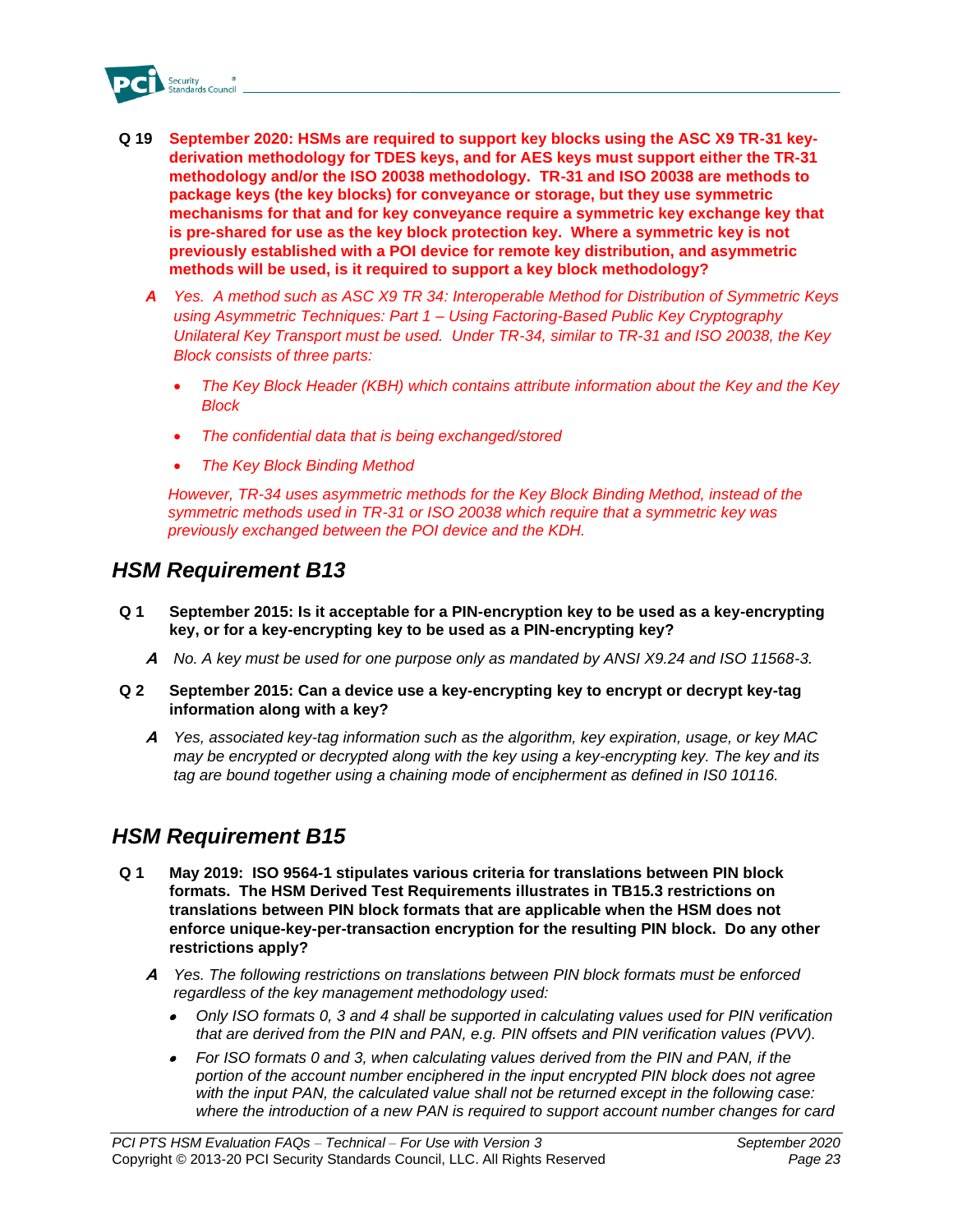**Q 19 September 2020: HSMs are required to support key blocks using the ASC X9 TR-31 key-derivation methodology for TDES keys, and for AES keys must support either the TR-31 methodology and/or the ISO 20038 methodology. TR-31 and ISO 20038 are methods to package keys (the key blocks) for conveyance or storage, but they use symmetric mechanisms for that and for key conveyance require a symmetric key exchange key that is pre-shared for use as the key block protection key. Where a symmetric key is not previously established with a POI device for remote key distribution, and asymmetric methods will be used, is it required to support a key block methodology?**

***A*** *Yes. A method such as ASC X9 TR 34: Interoperable Method for Distribution of Symmetric Keys using Asymmetric Techniques: Part 1 – Using Factoring-Based Public Key Cryptography Unilateral Key Transport must be used. Under TR-34, similar to TR-31 and ISO 20038, the Key Block consists of three parts:*

- *The Key Block Header (KBH) which contains attribute information about the Key and the Key Block*
- *The confidential data that is being exchanged/stored*
- *The Key Block Binding Method*

*However, TR-34 uses asymmetric methods for the Key Block Binding Method, instead of the symmetric methods used in TR-31 or ISO 20038 which require that a symmetric key was previously exchanged between the POI device and the KDH.*

## HSM Requirement B13

**Q 1 September 2015: Is it acceptable for a PIN-encryption key to be used as a key-encrypting key, or for a key-encrypting key to be used as a PIN-encrypting key?**

***A*** *No. A key must be used for one purpose only as mandated by ANSI X9.24 and ISO 11568-3.*

**Q 2 September 2015: Can a device use a key-encrypting key to encrypt or decrypt key-tag information along with a key?**

***A*** *Yes, associated key-tag information such as the algorithm, key expiration, usage, or key MAC may be encrypted or decrypted along with the key using a key-encrypting key. The key and its tag are bound together using a chaining mode of encipherment as defined in IS0 10116.*

## HSM Requirement B15

**Q 1 May 2019: ISO 9564-1 stipulates various criteria for translations between PIN block formats. The HSM Derived Test Requirements illustrates in TB15.3 restrictions on translations between PIN block formats that are applicable when the HSM does not enforce unique-key-per-transaction encryption for the resulting PIN block. Do any other restrictions apply?**

***A*** *Yes. The following restrictions on translations between PIN block formats must be enforced regardless of the key management methodology used:*

- *Only ISO formats 0, 3 and 4 shall be supported in calculating values used for PIN verification that are derived from the PIN and PAN, e.g. PIN offsets and PIN verification values (PVV).*
- *For ISO formats 0 and 3, when calculating values derived from the PIN and PAN, if the portion of the account number enciphered in the input encrypted PIN block does not agree with the input PAN, the calculated value shall not be returned except in the following case: where the introduction of a new PAN is required to support account number changes for card*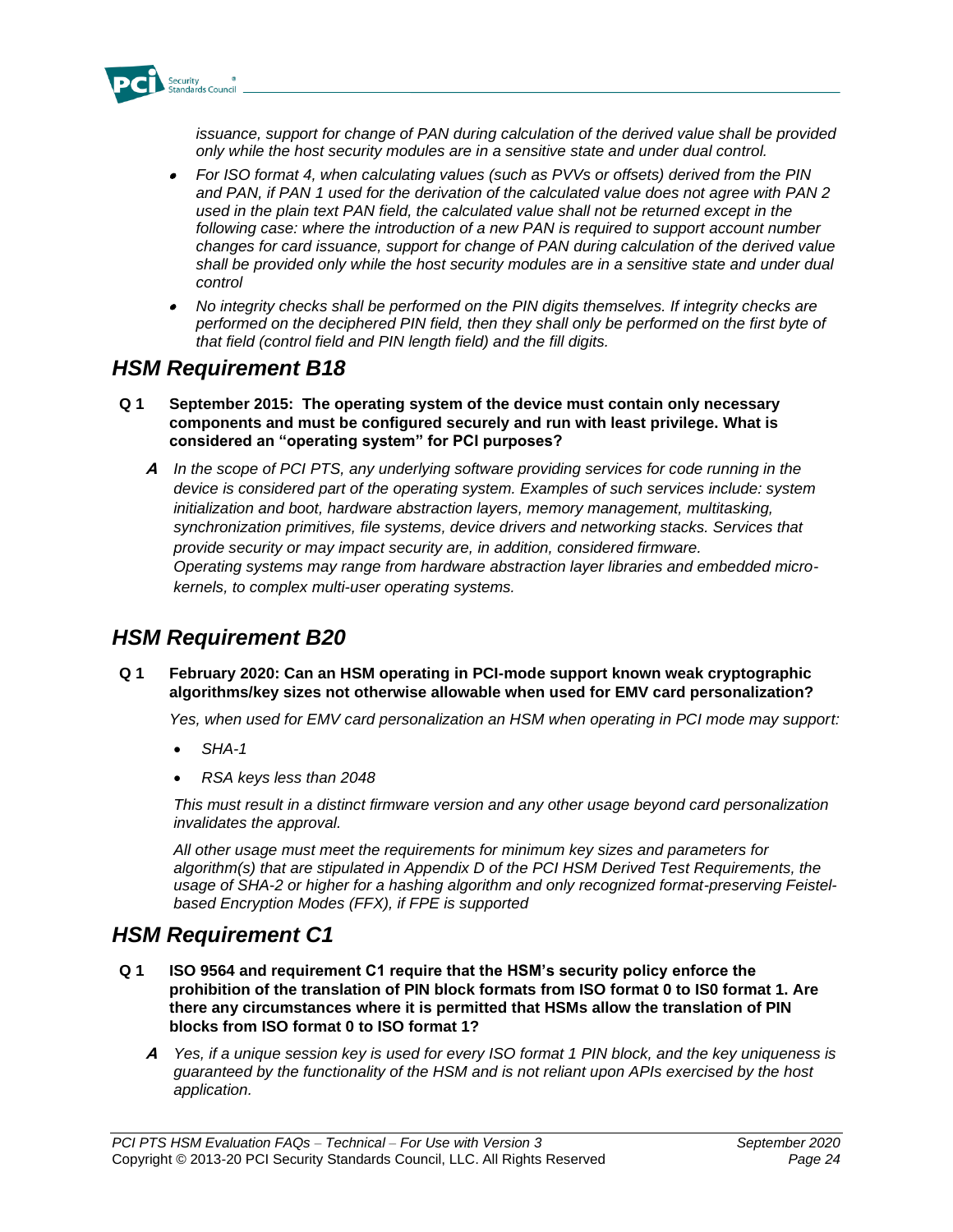*issuance, support for change of PAN during calculation of the derived value shall be provided only while the host security modules are in a sensitive state and under dual control.*

- *For ISO format 4, when calculating values (such as PVVs or offsets) derived from the PIN and PAN, if PAN 1 used for the derivation of the calculated value does not agree with PAN 2 used in the plain text PAN field, the calculated value shall not be returned except in the following case: where the introduction of a new PAN is required to support account number changes for card issuance, support for change of PAN during calculation of the derived value shall be provided only while the host security modules are in a sensitive state and under dual control*
- *No integrity checks shall be performed on the PIN digits themselves. If integrity checks are performed on the deciphered PIN field, then they shall only be performed on the first byte of that field (control field and PIN length field) and the fill digits.*

## HSM Requirement B18

**Q 1 September 2015: The operating system of the device must contain only necessary components and must be configured securely and run with least privilege. What is considered an "operating system" for PCI purposes?**

***A*** *In the scope of PCI PTS, any underlying software providing services for code running in the device is considered part of the operating system. Examples of such services include: system initialization and boot, hardware abstraction layers, memory management, multitasking, synchronization primitives, file systems, device drivers and networking stacks. Services that provide security or may impact security are, in addition, considered firmware. Operating systems may range from hardware abstraction layer libraries and embedded micro-kernels, to complex multi-user operating systems.*

## HSM Requirement B20

**Q 1 February 2020: Can an HSM operating in PCI-mode support known weak cryptographic algorithms/key sizes not otherwise allowable when used for EMV card personalization?**

*Yes, when used for EMV card personalization an HSM when operating in PCI mode may support:*

- *SHA-1*
- *RSA keys less than 2048*

*This must result in a distinct firmware version and any other usage beyond card personalization invalidates the approval.*

*All other usage must meet the requirements for minimum key sizes and parameters for algorithm(s) that are stipulated in Appendix D of the PCI HSM Derived Test Requirements, the usage of SHA-2 or higher for a hashing algorithm and only recognized format-preserving Feistel-based Encryption Modes (FFX), if FPE is supported*

## HSM Requirement C1

**Q 1 ISO 9564 and requirement C1 require that the HSM's security policy enforce the prohibition of the translation of PIN block formats from ISO format 0 to IS0 format 1. Are there any circumstances where it is permitted that HSMs allow the translation of PIN blocks from ISO format 0 to ISO format 1?**

***A*** *Yes, if a unique session key is used for every ISO format 1 PIN block, and the key uniqueness is guaranteed by the functionality of the HSM and is not reliant upon APIs exercised by the host application.*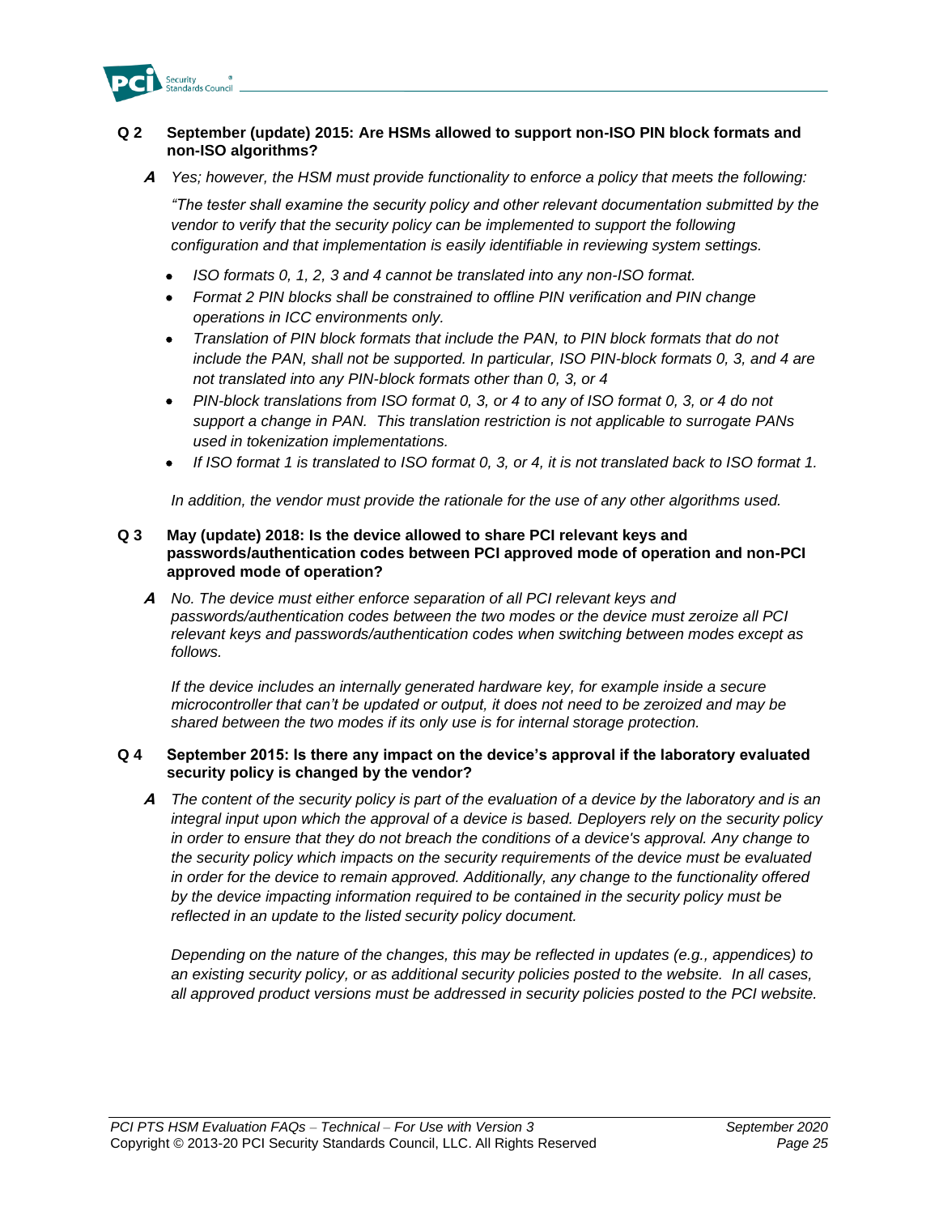**Q 2 September (update) 2015: Are HSMs allowed to support non-ISO PIN block formats and non-ISO algorithms?**

***A*** *Yes; however, the HSM must provide functionality to enforce a policy that meets the following:*

*"The tester shall examine the security policy and other relevant documentation submitted by the vendor to verify that the security policy can be implemented to support the following configuration and that implementation is easily identifiable in reviewing system settings.*

- *ISO formats 0, 1, 2, 3 and 4 cannot be translated into any non-ISO format.*
- *Format 2 PIN blocks shall be constrained to offline PIN verification and PIN change operations in ICC environments only.*
- *Translation of PIN block formats that include the PAN, to PIN block formats that do not include the PAN, shall not be supported. In particular, ISO PIN-block formats 0, 3, and 4 are not translated into any PIN-block formats other than 0, 3, or 4*
- *PIN-block translations from ISO format 0, 3, or 4 to any of ISO format 0, 3, or 4 do not support a change in PAN. This translation restriction is not applicable to surrogate PANs used in tokenization implementations.*
- *If ISO format 1 is translated to ISO format 0, 3, or 4, it is not translated back to ISO format 1.*

*In addition, the vendor must provide the rationale for the use of any other algorithms used.*

**Q 3 May (update) 2018: Is the device allowed to share PCI relevant keys and passwords/authentication codes between PCI approved mode of operation and non-PCI approved mode of operation?**

***A*** *No. The device must either enforce separation of all PCI relevant keys and passwords/authentication codes between the two modes or the device must zeroize all PCI relevant keys and passwords/authentication codes when switching between modes except as follows.*

*If the device includes an internally generated hardware key, for example inside a secure microcontroller that can't be updated or output, it does not need to be zeroized and may be shared between the two modes if its only use is for internal storage protection.*

**Q 4 September 2015: Is there any impact on the device's approval if the laboratory evaluated security policy is changed by the vendor?**

***A*** *The content of the security policy is part of the evaluation of a device by the laboratory and is an integral input upon which the approval of a device is based. Deployers rely on the security policy in order to ensure that they do not breach the conditions of a device's approval. Any change to the security policy which impacts on the security requirements of the device must be evaluated in order for the device to remain approved. Additionally, any change to the functionality offered by the device impacting information required to be contained in the security policy must be reflected in an update to the listed security policy document.*

*Depending on the nature of the changes, this may be reflected in updates (e.g., appendices) to an existing security policy, or as additional security policies posted to the website. In all cases, all approved product versions must be addressed in security policies posted to the PCI website.*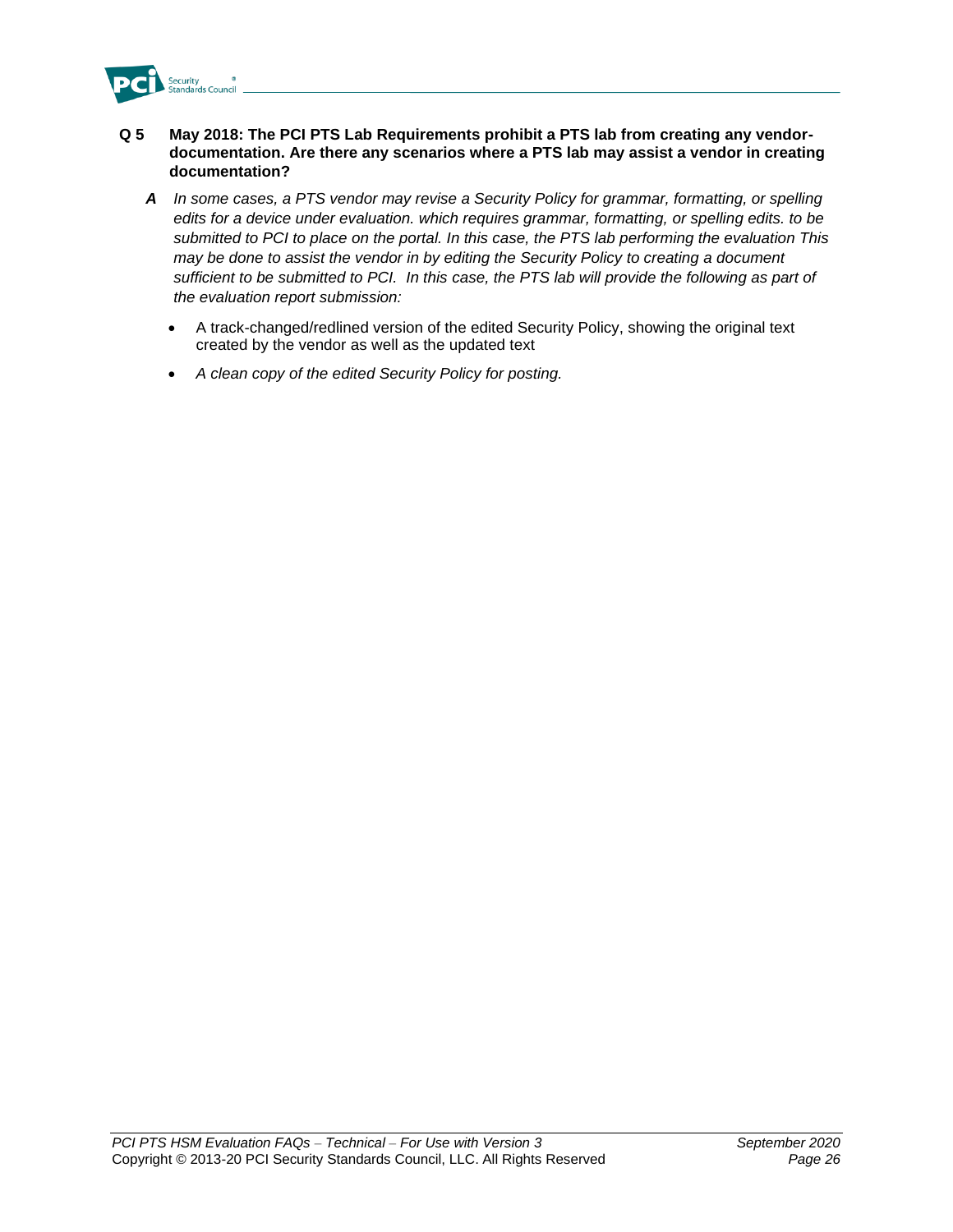**Q 5 May 2018: The PCI PTS Lab Requirements prohibit a PTS lab from creating any vendor-documentation. Are there any scenarios where a PTS lab may assist a vendor in creating documentation?**

***A*** *In some cases, a PTS vendor may revise a Security Policy for grammar, formatting, or spelling edits for a device under evaluation. which requires grammar, formatting, or spelling edits. to be submitted to PCI to place on the portal. In this case, the PTS lab performing the evaluation This may be done to assist the vendor in by editing the Security Policy to creating a document sufficient to be submitted to PCI. In this case, the PTS lab will provide the following as part of the evaluation report submission:*

- A track-changed/redlined version of the edited Security Policy, showing the original text created by the vendor as well as the updated text
- *A clean copy of the edited Security Policy for posting.*